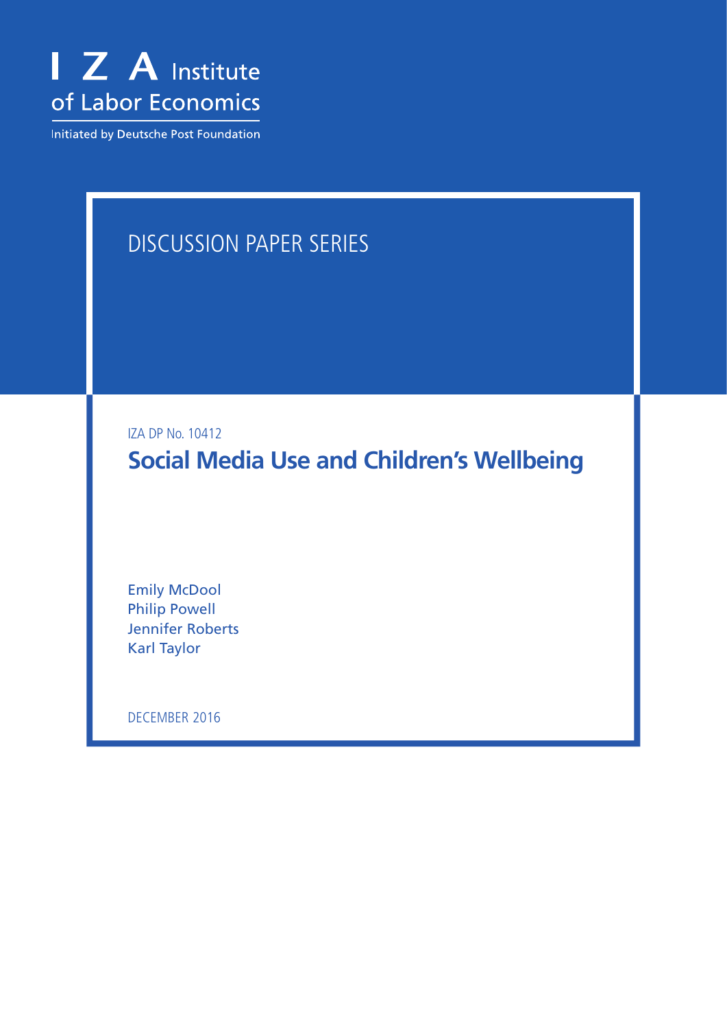I Z A Institute of Labor Economics

Initiated by Deutsche Post Foundation

DISCUSSION PAPER SERIES

IZA DP No. 10412

# Social Media Use and Children's Wellbeing

Emily McDool
Philip Powell
Jennifer Roberts
Karl Taylor

DECEMBER 2016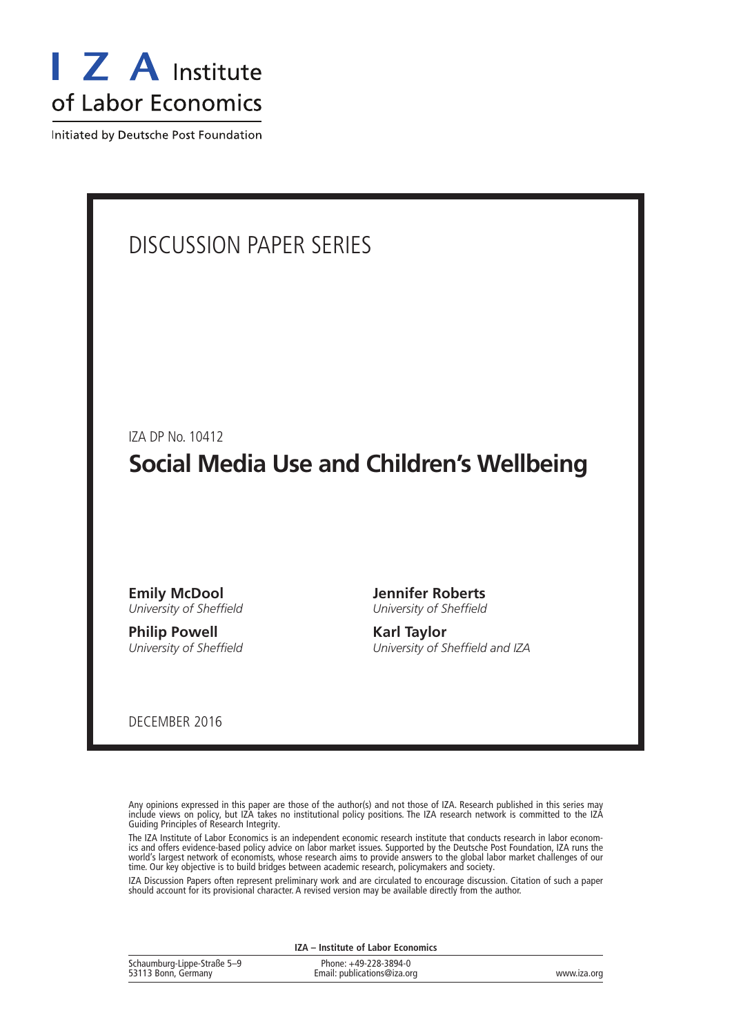I Z A Institute of Labor Economics

Initiated by Deutsche Post Foundation

# DISCUSSION PAPER SERIES

IZA DP No. 10412

## Social Media Use and Children's Wellbeing

**Emily McDool**
*University of Sheffield*

**Philip Powell**
*University of Sheffield*

**Jennifer Roberts**
*University of Sheffield*

**Karl Taylor**
*University of Sheffield and IZA*

DECEMBER 2016

Any opinions expressed in this paper are those of the author(s) and not those of IZA. Research published in this series may include views on policy, but IZA takes no institutional policy positions. The IZA research network is committed to the IZA Guiding Principles of Research Integrity.

The IZA Institute of Labor Economics is an independent economic research institute that conducts research in labor economics and offers evidence-based policy advice on labor market issues. Supported by the Deutsche Post Foundation, IZA runs the world's largest network of economists, whose research aims to provide answers to the global labor market challenges of our time. Our key objective is to build bridges between academic research, policymakers and society.

IZA Discussion Papers often represent preliminary work and are circulated to encourage discussion. Citation of such a paper should account for its provisional character. A revised version may be available directly from the author.

**IZA – Institute of Labor Economics**

Schaumburg-Lippe-Straße 5–9
53113 Bonn, Germany

Phone: +49-228-3894-0
Email: publications@iza.org

www.iza.org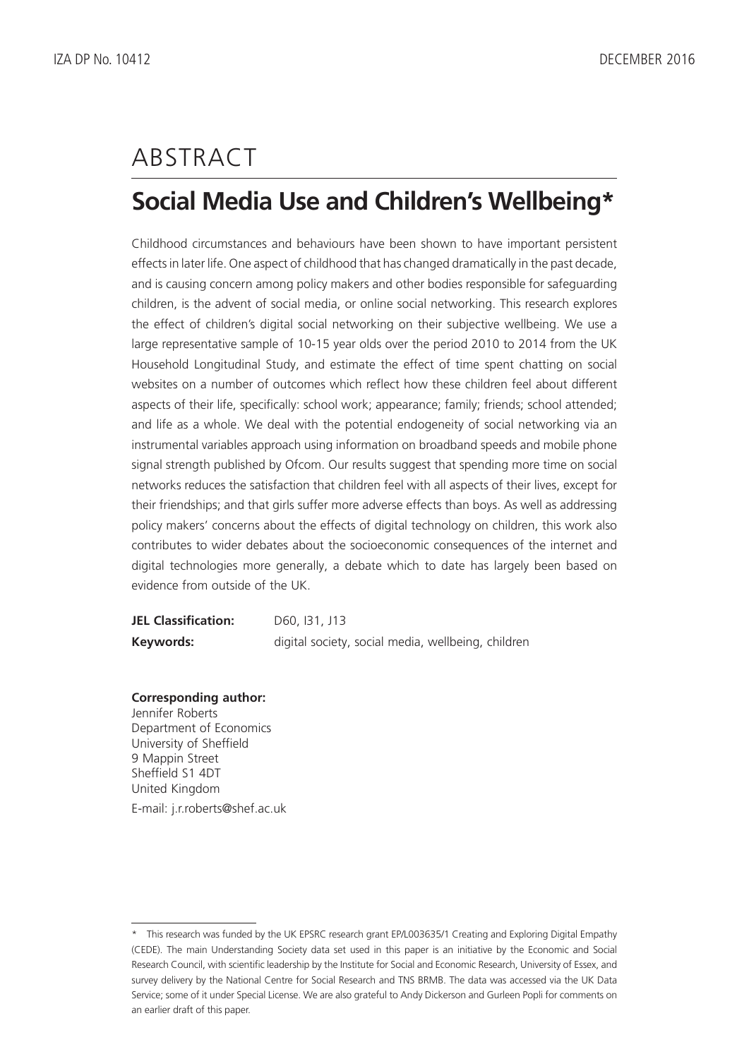# ABSTRACT

## Social Media Use and Children's Wellbeing*

Childhood circumstances and behaviours have been shown to have important persistent effects in later life. One aspect of childhood that has changed dramatically in the past decade, and is causing concern among policy makers and other bodies responsible for safeguarding children, is the advent of social media, or online social networking. This research explores the effect of children's digital social networking on their subjective wellbeing. We use a large representative sample of 10-15 year olds over the period 2010 to 2014 from the UK Household Longitudinal Study, and estimate the effect of time spent chatting on social websites on a number of outcomes which reflect how these children feel about different aspects of their life, specifically: school work; appearance; family; friends; school attended; and life as a whole. We deal with the potential endogeneity of social networking via an instrumental variables approach using information on broadband speeds and mobile phone signal strength published by Ofcom. Our results suggest that spending more time on social networks reduces the satisfaction that children feel with all aspects of their lives, except for their friendships; and that girls suffer more adverse effects than boys. As well as addressing policy makers' concerns about the effects of digital technology on children, this work also contributes to wider debates about the socioeconomic consequences of the internet and digital technologies more generally, a debate which to date has largely been based on evidence from outside of the UK.

**JEL Classification:** D60, I31, J13

**Keywords:** digital society, social media, wellbeing, children

**Corresponding author:**
Jennifer Roberts
Department of Economics
University of Sheffield
9 Mappin Street
Sheffield S1 4DT
United Kingdom
E-mail: j.r.roberts@shef.ac.uk

---

* This research was funded by the UK EPSRC research grant EP/L003635/1 Creating and Exploring Digital Empathy (CEDE). The main Understanding Society data set used in this paper is an initiative by the Economic and Social Research Council, with scientific leadership by the Institute for Social and Economic Research, University of Essex, and survey delivery by the National Centre for Social Research and TNS BRMB. The data was accessed via the UK Data Service; some of it under Special License. We are also grateful to Andy Dickerson and Gurleen Popli for comments on an earlier draft of this paper.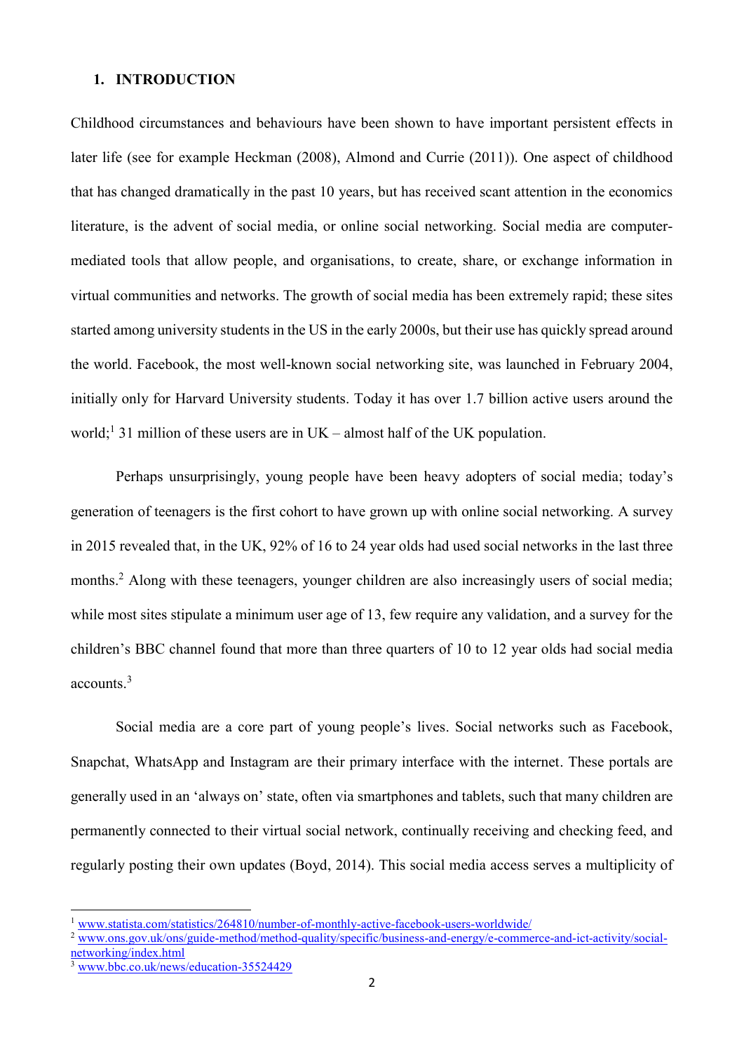## 1. INTRODUCTION

Childhood circumstances and behaviours have been shown to have important persistent effects in later life (see for example Heckman (2008), Almond and Currie (2011)). One aspect of childhood that has changed dramatically in the past 10 years, but has received scant attention in the economics literature, is the advent of social media, or online social networking. Social media are computer-mediated tools that allow people, and organisations, to create, share, or exchange information in virtual communities and networks. The growth of social media has been extremely rapid; these sites started among university students in the US in the early 2000s, but their use has quickly spread around the world. Facebook, the most well-known social networking site, was launched in February 2004, initially only for Harvard University students. Today it has over 1.7 billion active users around the world;[1] 31 million of these users are in UK – almost half of the UK population.

Perhaps unsurprisingly, young people have been heavy adopters of social media; today's generation of teenagers is the first cohort to have grown up with online social networking. A survey in 2015 revealed that, in the UK, 92% of 16 to 24 year olds had used social networks in the last three months.[2] Along with these teenagers, younger children are also increasingly users of social media; while most sites stipulate a minimum user age of 13, few require any validation, and a survey for the children's BBC channel found that more than three quarters of 10 to 12 year olds had social media accounts.[3]

Social media are a core part of young people's lives. Social networks such as Facebook, Snapchat, WhatsApp and Instagram are their primary interface with the internet. These portals are generally used in an 'always on' state, often via smartphones and tablets, such that many children are permanently connected to their virtual social network, continually receiving and checking feed, and regularly posting their own updates (Boyd, 2014). This social media access serves a multiplicity of

[1] www.statista.com/statistics/264810/number-of-monthly-active-facebook-users-worldwide/

[2] www.ons.gov.uk/ons/guide-method/method-quality/specific/business-and-energy/e-commerce-and-ict-activity/social-networking/index.html

[3] www.bbc.co.uk/news/education-35524429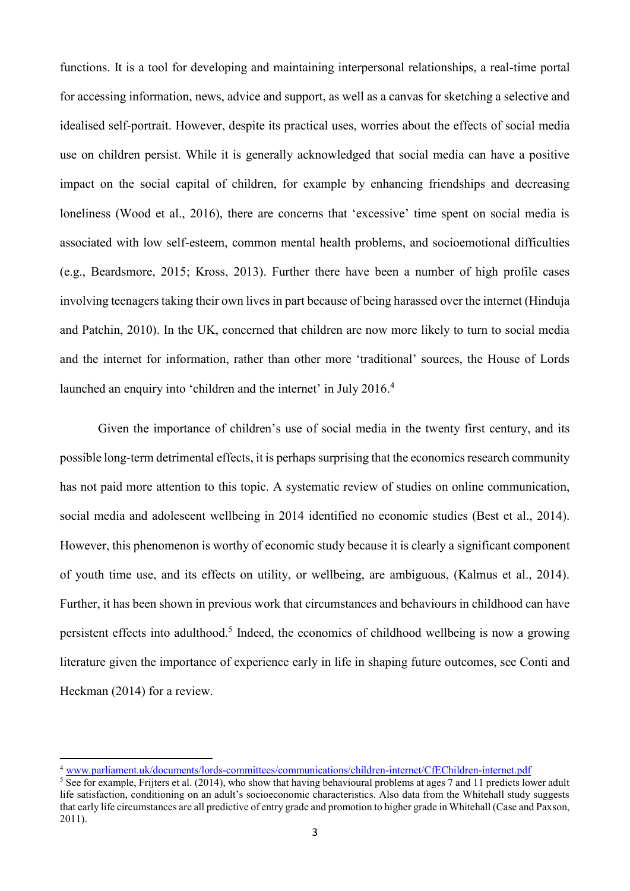functions. It is a tool for developing and maintaining interpersonal relationships, a real-time portal for accessing information, news, advice and support, as well as a canvas for sketching a selective and idealised self-portrait. However, despite its practical uses, worries about the effects of social media use on children persist. While it is generally acknowledged that social media can have a positive impact on the social capital of children, for example by enhancing friendships and decreasing loneliness (Wood et al., 2016), there are concerns that 'excessive' time spent on social media is associated with low self-esteem, common mental health problems, and socioemotional difficulties (e.g., Beardsmore, 2015; Kross, 2013). Further there have been a number of high profile cases involving teenagers taking their own lives in part because of being harassed over the internet (Hinduja and Patchin, 2010). In the UK, concerned that children are now more likely to turn to social media and the internet for information, rather than other more 'traditional' sources, the House of Lords launched an enquiry into 'children and the internet' in July 2016.[4]

Given the importance of children's use of social media in the twenty first century, and its possible long-term detrimental effects, it is perhaps surprising that the economics research community has not paid more attention to this topic. A systematic review of studies on online communication, social media and adolescent wellbeing in 2014 identified no economic studies (Best et al., 2014). However, this phenomenon is worthy of economic study because it is clearly a significant component of youth time use, and its effects on utility, or wellbeing, are ambiguous, (Kalmus et al., 2014). Further, it has been shown in previous work that circumstances and behaviours in childhood can have persistent effects into adulthood.[5] Indeed, the economics of childhood wellbeing is now a growing literature given the importance of experience early in life in shaping future outcomes, see Conti and Heckman (2014) for a review.

---

[4] www.parliament.uk/documents/lords-committees/communications/children-internet/CfEChildren-internet.pdf

[5] See for example, Frijters et al. (2014), who show that having behavioural problems at ages 7 and 11 predicts lower adult life satisfaction, conditioning on an adult's socioeconomic characteristics. Also data from the Whitehall study suggests that early life circumstances are all predictive of entry grade and promotion to higher grade in Whitehall (Case and Paxson, 2011).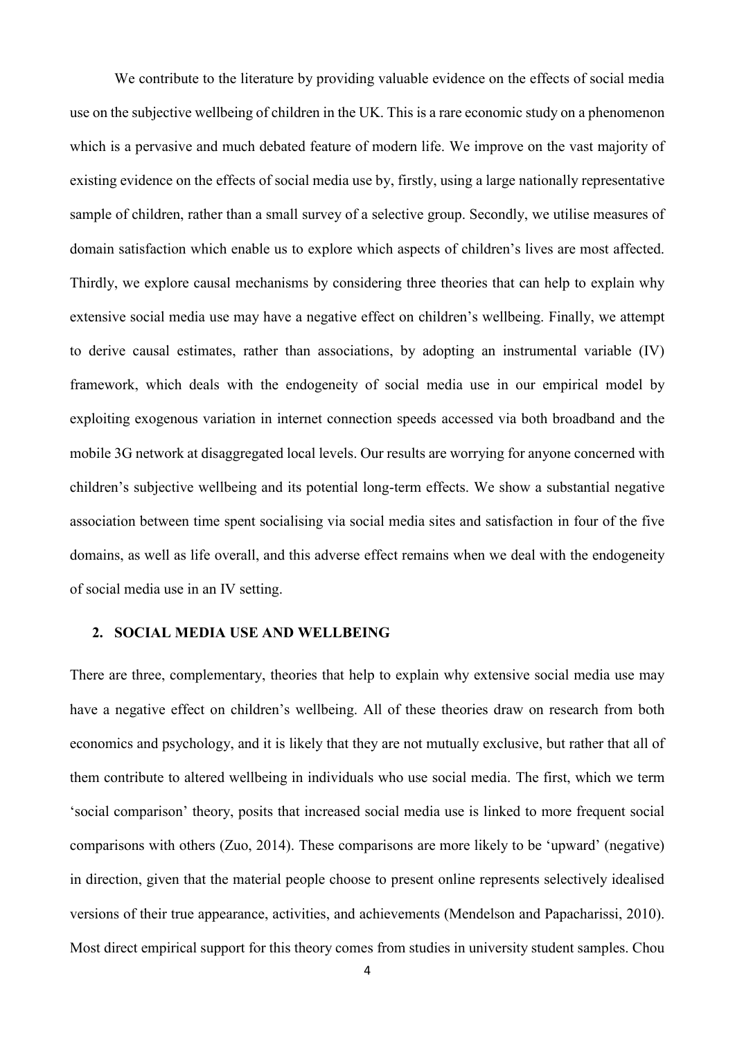We contribute to the literature by providing valuable evidence on the effects of social media use on the subjective wellbeing of children in the UK. This is a rare economic study on a phenomenon which is a pervasive and much debated feature of modern life. We improve on the vast majority of existing evidence on the effects of social media use by, firstly, using a large nationally representative sample of children, rather than a small survey of a selective group. Secondly, we utilise measures of domain satisfaction which enable us to explore which aspects of children's lives are most affected. Thirdly, we explore causal mechanisms by considering three theories that can help to explain why extensive social media use may have a negative effect on children's wellbeing. Finally, we attempt to derive causal estimates, rather than associations, by adopting an instrumental variable (IV) framework, which deals with the endogeneity of social media use in our empirical model by exploiting exogenous variation in internet connection speeds accessed via both broadband and the mobile 3G network at disaggregated local levels. Our results are worrying for anyone concerned with children's subjective wellbeing and its potential long-term effects. We show a substantial negative association between time spent socialising via social media sites and satisfaction in four of the five domains, as well as life overall, and this adverse effect remains when we deal with the endogeneity of social media use in an IV setting.

## 2. SOCIAL MEDIA USE AND WELLBEING

There are three, complementary, theories that help to explain why extensive social media use may have a negative effect on children's wellbeing. All of these theories draw on research from both economics and psychology, and it is likely that they are not mutually exclusive, but rather that all of them contribute to altered wellbeing in individuals who use social media. The first, which we term 'social comparison' theory, posits that increased social media use is linked to more frequent social comparisons with others (Zuo, 2014). These comparisons are more likely to be 'upward' (negative) in direction, given that the material people choose to present online represents selectively idealised versions of their true appearance, activities, and achievements (Mendelson and Papacharissi, 2010). Most direct empirical support for this theory comes from studies in university student samples. Chou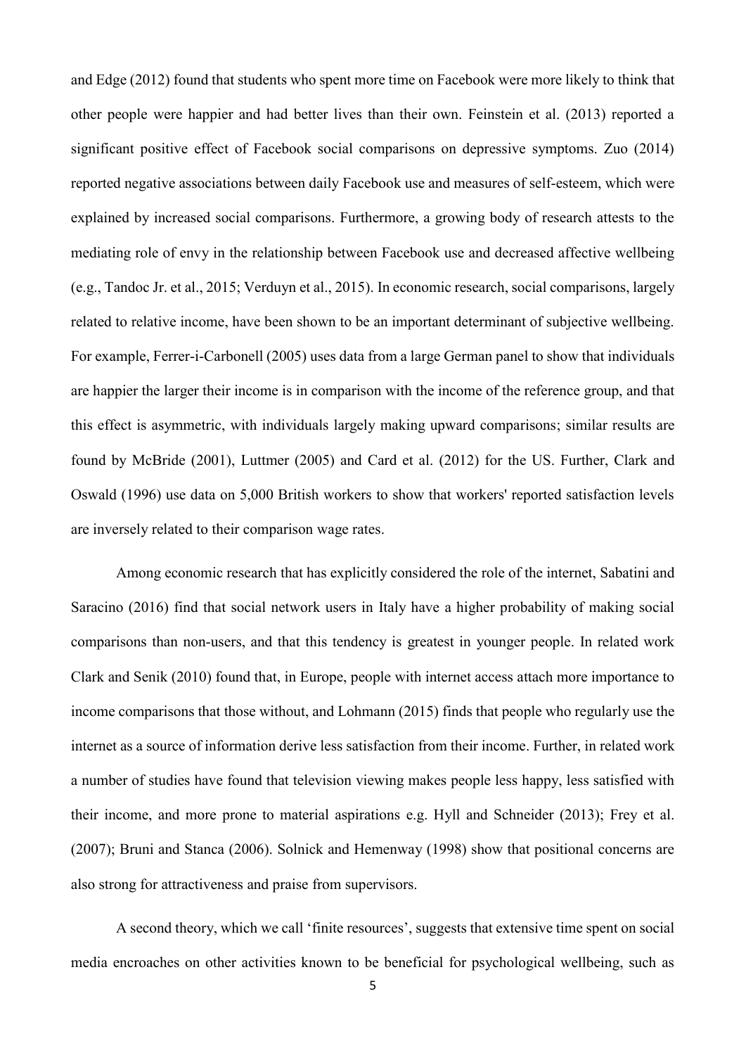and Edge (2012) found that students who spent more time on Facebook were more likely to think that other people were happier and had better lives than their own. Feinstein et al. (2013) reported a significant positive effect of Facebook social comparisons on depressive symptoms. Zuo (2014) reported negative associations between daily Facebook use and measures of self-esteem, which were explained by increased social comparisons. Furthermore, a growing body of research attests to the mediating role of envy in the relationship between Facebook use and decreased affective wellbeing (e.g., Tandoc Jr. et al., 2015; Verduyn et al., 2015). In economic research, social comparisons, largely related to relative income, have been shown to be an important determinant of subjective wellbeing. For example, Ferrer-i-Carbonell (2005) uses data from a large German panel to show that individuals are happier the larger their income is in comparison with the income of the reference group, and that this effect is asymmetric, with individuals largely making upward comparisons; similar results are found by McBride (2001), Luttmer (2005) and Card et al. (2012) for the US. Further, Clark and Oswald (1996) use data on 5,000 British workers to show that workers' reported satisfaction levels are inversely related to their comparison wage rates.

Among economic research that has explicitly considered the role of the internet, Sabatini and Saracino (2016) find that social network users in Italy have a higher probability of making social comparisons than non-users, and that this tendency is greatest in younger people. In related work Clark and Senik (2010) found that, in Europe, people with internet access attach more importance to income comparisons that those without, and Lohmann (2015) finds that people who regularly use the internet as a source of information derive less satisfaction from their income. Further, in related work a number of studies have found that television viewing makes people less happy, less satisfied with their income, and more prone to material aspirations e.g. Hyll and Schneider (2013); Frey et al. (2007); Bruni and Stanca (2006). Solnick and Hemenway (1998) show that positional concerns are also strong for attractiveness and praise from supervisors.

A second theory, which we call 'finite resources', suggests that extensive time spent on social media encroaches on other activities known to be beneficial for psychological wellbeing, such as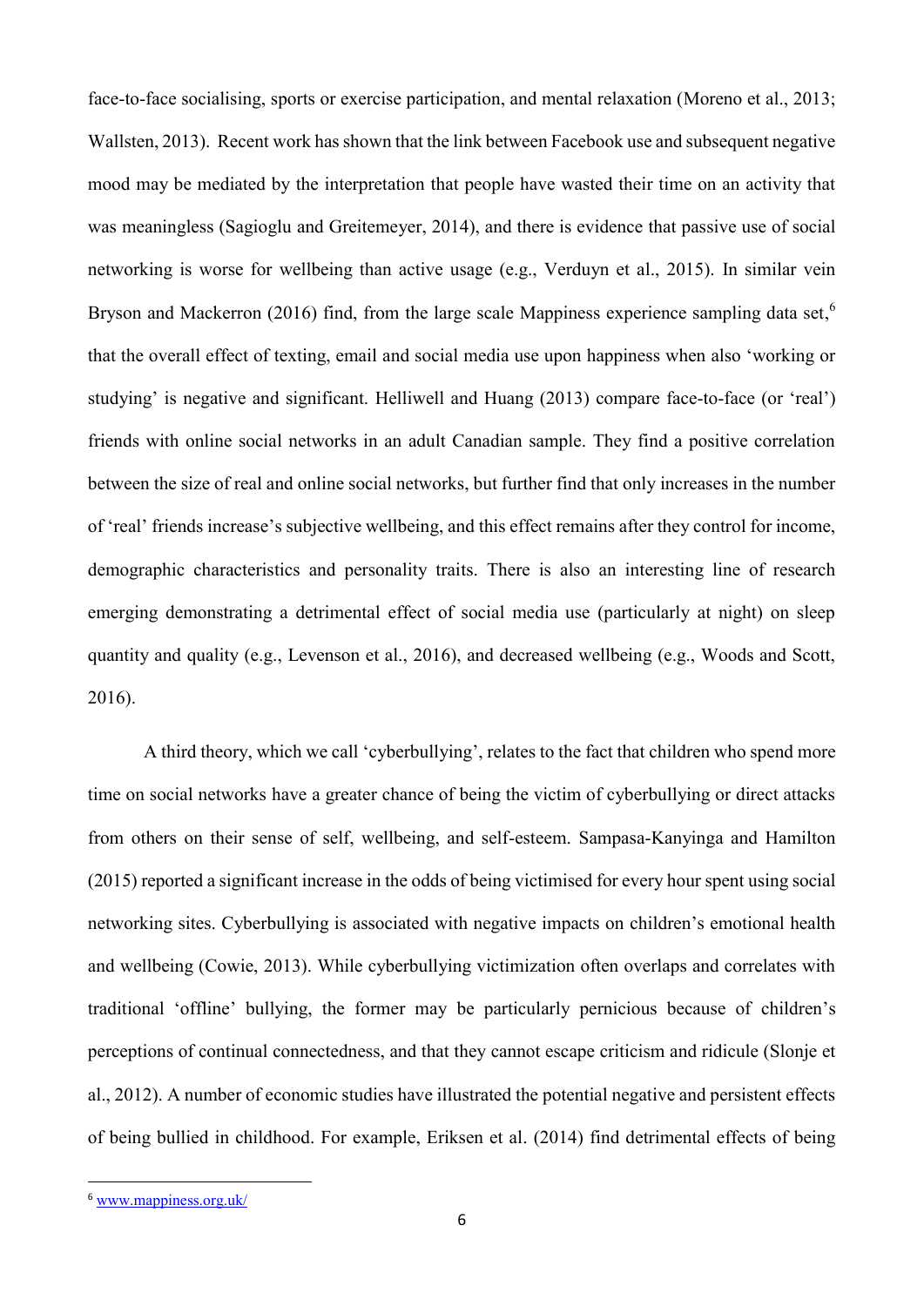face-to-face socialising, sports or exercise participation, and mental relaxation (Moreno et al., 2013; Wallsten, 2013). Recent work has shown that the link between Facebook use and subsequent negative mood may be mediated by the interpretation that people have wasted their time on an activity that was meaningless (Sagioglu and Greitemeyer, 2014), and there is evidence that passive use of social networking is worse for wellbeing than active usage (e.g., Verduyn et al., 2015). In similar vein Bryson and Mackerron (2016) find, from the large scale Mappiness experience sampling data set,[6] that the overall effect of texting, email and social media use upon happiness when also 'working or studying' is negative and significant. Helliwell and Huang (2013) compare face-to-face (or 'real') friends with online social networks in an adult Canadian sample. They find a positive correlation between the size of real and online social networks, but further find that only increases in the number of 'real' friends increase's subjective wellbeing, and this effect remains after they control for income, demographic characteristics and personality traits. There is also an interesting line of research emerging demonstrating a detrimental effect of social media use (particularly at night) on sleep quantity and quality (e.g., Levenson et al., 2016), and decreased wellbeing (e.g., Woods and Scott, 2016).

A third theory, which we call 'cyberbullying', relates to the fact that children who spend more time on social networks have a greater chance of being the victim of cyberbullying or direct attacks from others on their sense of self, wellbeing, and self-esteem. Sampasa-Kanyinga and Hamilton (2015) reported a significant increase in the odds of being victimised for every hour spent using social networking sites. Cyberbullying is associated with negative impacts on children's emotional health and wellbeing (Cowie, 2013). While cyberbullying victimization often overlaps and correlates with traditional 'offline' bullying, the former may be particularly pernicious because of children's perceptions of continual connectedness, and that they cannot escape criticism and ridicule (Slonje et al., 2012). A number of economic studies have illustrated the potential negative and persistent effects of being bullied in childhood. For example, Eriksen et al. (2014) find detrimental effects of being

[6] www.mappiness.org.uk/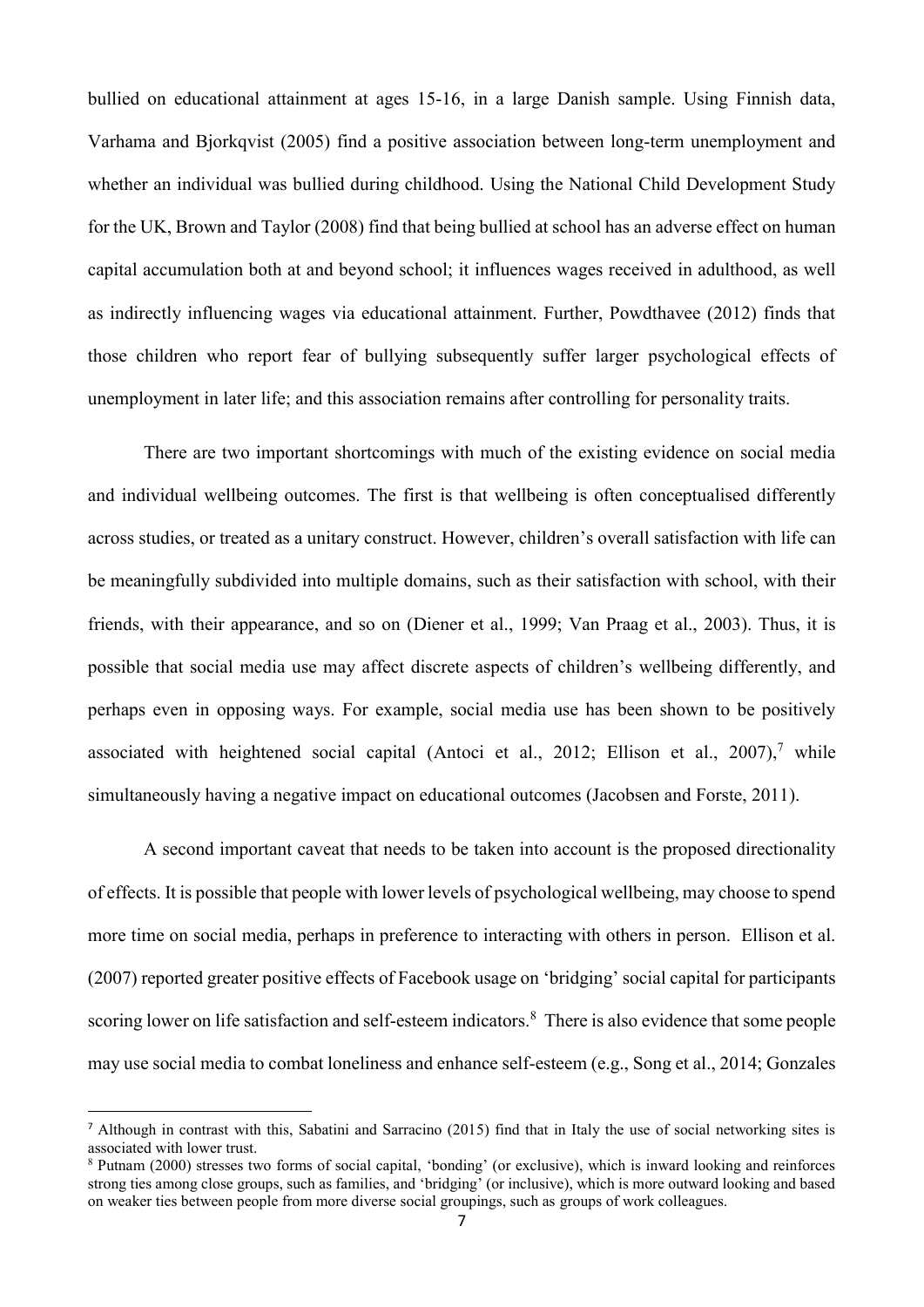bullied on educational attainment at ages 15-16, in a large Danish sample. Using Finnish data, Varhama and Bjorkqvist (2005) find a positive association between long-term unemployment and whether an individual was bullied during childhood. Using the National Child Development Study for the UK, Brown and Taylor (2008) find that being bullied at school has an adverse effect on human capital accumulation both at and beyond school; it influences wages received in adulthood, as well as indirectly influencing wages via educational attainment. Further, Powdthavee (2012) finds that those children who report fear of bullying subsequently suffer larger psychological effects of unemployment in later life; and this association remains after controlling for personality traits.

There are two important shortcomings with much of the existing evidence on social media and individual wellbeing outcomes. The first is that wellbeing is often conceptualised differently across studies, or treated as a unitary construct. However, children's overall satisfaction with life can be meaningfully subdivided into multiple domains, such as their satisfaction with school, with their friends, with their appearance, and so on (Diener et al., 1999; Van Praag et al., 2003). Thus, it is possible that social media use may affect discrete aspects of children's wellbeing differently, and perhaps even in opposing ways. For example, social media use has been shown to be positively associated with heightened social capital (Antoci et al., 2012; Ellison et al., 2007),[7] while simultaneously having a negative impact on educational outcomes (Jacobsen and Forste, 2011).

A second important caveat that needs to be taken into account is the proposed directionality of effects. It is possible that people with lower levels of psychological wellbeing, may choose to spend more time on social media, perhaps in preference to interacting with others in person. Ellison et al. (2007) reported greater positive effects of Facebook usage on 'bridging' social capital for participants scoring lower on life satisfaction and self-esteem indicators.[8] There is also evidence that some people may use social media to combat loneliness and enhance self-esteem (e.g., Song et al., 2014; Gonzales

---

[7] Although in contrast with this, Sabatini and Sarracino (2015) find that in Italy the use of social networking sites is associated with lower trust.

[8] Putnam (2000) stresses two forms of social capital, 'bonding' (or exclusive), which is inward looking and reinforces strong ties among close groups, such as families, and 'bridging' (or inclusive), which is more outward looking and based on weaker ties between people from more diverse social groupings, such as groups of work colleagues.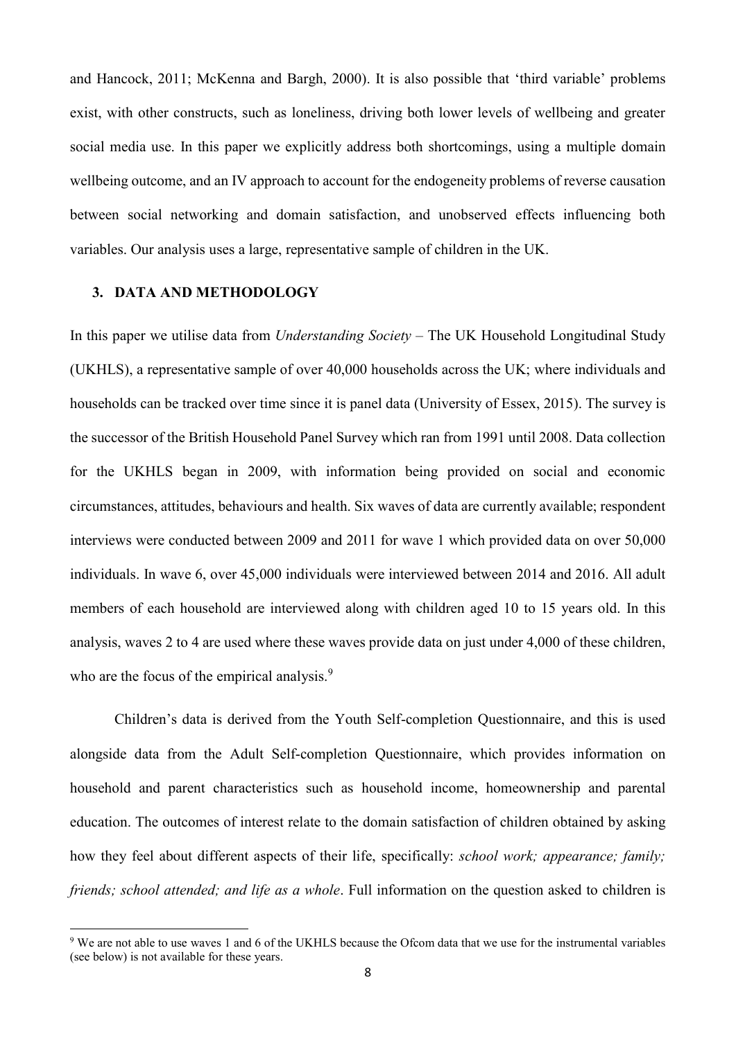and Hancock, 2011; McKenna and Bargh, 2000). It is also possible that 'third variable' problems exist, with other constructs, such as loneliness, driving both lower levels of wellbeing and greater social media use. In this paper we explicitly address both shortcomings, using a multiple domain wellbeing outcome, and an IV approach to account for the endogeneity problems of reverse causation between social networking and domain satisfaction, and unobserved effects influencing both variables. Our analysis uses a large, representative sample of children in the UK.

## 3. DATA AND METHODOLOGY

In this paper we utilise data from *Understanding Society* – The UK Household Longitudinal Study (UKHLS), a representative sample of over 40,000 households across the UK; where individuals and households can be tracked over time since it is panel data (University of Essex, 2015). The survey is the successor of the British Household Panel Survey which ran from 1991 until 2008. Data collection for the UKHLS began in 2009, with information being provided on social and economic circumstances, attitudes, behaviours and health. Six waves of data are currently available; respondent interviews were conducted between 2009 and 2011 for wave 1 which provided data on over 50,000 individuals. In wave 6, over 45,000 individuals were interviewed between 2014 and 2016. All adult members of each household are interviewed along with children aged 10 to 15 years old. In this analysis, waves 2 to 4 are used where these waves provide data on just under 4,000 of these children, who are the focus of the empirical analysis.[9]

Children's data is derived from the Youth Self-completion Questionnaire, and this is used alongside data from the Adult Self-completion Questionnaire, which provides information on household and parent characteristics such as household income, homeownership and parental education. The outcomes of interest relate to the domain satisfaction of children obtained by asking how they feel about different aspects of their life, specifically: *school work; appearance; family; friends; school attended; and life as a whole*. Full information on the question asked to children is

[9] We are not able to use waves 1 and 6 of the UKHLS because the Ofcom data that we use for the instrumental variables (see below) is not available for these years.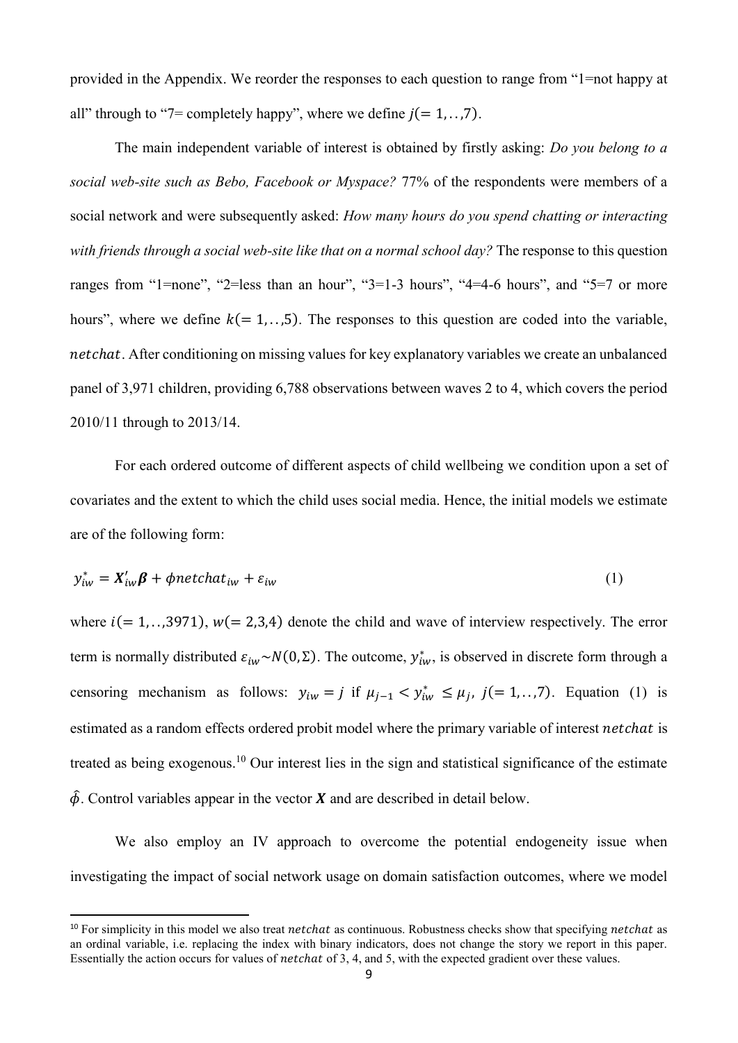provided in the Appendix. We reorder the responses to each question to range from "1=not happy at all" through to "7= completely happy", where we define $j(= 1,..,7)$.

The main independent variable of interest is obtained by firstly asking: *Do you belong to a social web-site such as Bebo, Facebook or Myspace?* 77% of the respondents were members of a social network and were subsequently asked: *How many hours do you spend chatting or interacting with friends through a social web-site like that on a normal school day?* The response to this question ranges from "1=none", "2=less than an hour", "3=1-3 hours", "4=4-6 hours", and "5=7 or more hours", where we define $k(= 1,..,5)$. The responses to this question are coded into the variable, $netchat$. After conditioning on missing values for key explanatory variables we create an unbalanced panel of 3,971 children, providing 6,788 observations between waves 2 to 4, which covers the period 2010/11 through to 2013/14.

For each ordered outcome of different aspects of child wellbeing we condition upon a set of covariates and the extent to which the child uses social media. Hence, the initial models we estimate are of the following form:

$$y_{iw}^{*} = \boldsymbol{X}_{iw}'\boldsymbol{\beta} + \phi netchat_{iw} + \varepsilon_{iw} \tag{1}$$

where $i(= 1,..,3971)$, $w(= 2,3,4)$ denote the child and wave of interview respectively. The error term is normally distributed $\varepsilon_{iw} \sim N(0, \Sigma)$. The outcome, $y_{iw}^{*}$, is observed in discrete form through a censoring mechanism as follows: $y_{iw} = j$ if $\mu_{j-1} < y_{iw}^{*} \leq \mu_j$, $j(= 1,..,7)$. Equation (1) is estimated as a random effects ordered probit model where the primary variable of interest $netchat$ is treated as being exogenous.[10] Our interest lies in the sign and statistical significance of the estimate $\hat{\phi}$. Control variables appear in the vector $\boldsymbol{X}$ and are described in detail below.

We also employ an IV approach to overcome the potential endogeneity issue when investigating the impact of social network usage on domain satisfaction outcomes, where we model

[10] For simplicity in this model we also treat $netchat$ as continuous. Robustness checks show that specifying $netchat$ as an ordinal variable, i.e. replacing the index with binary indicators, does not change the story we report in this paper. Essentially the action occurs for values of $netchat$ of 3, 4, and 5, with the expected gradient over these values.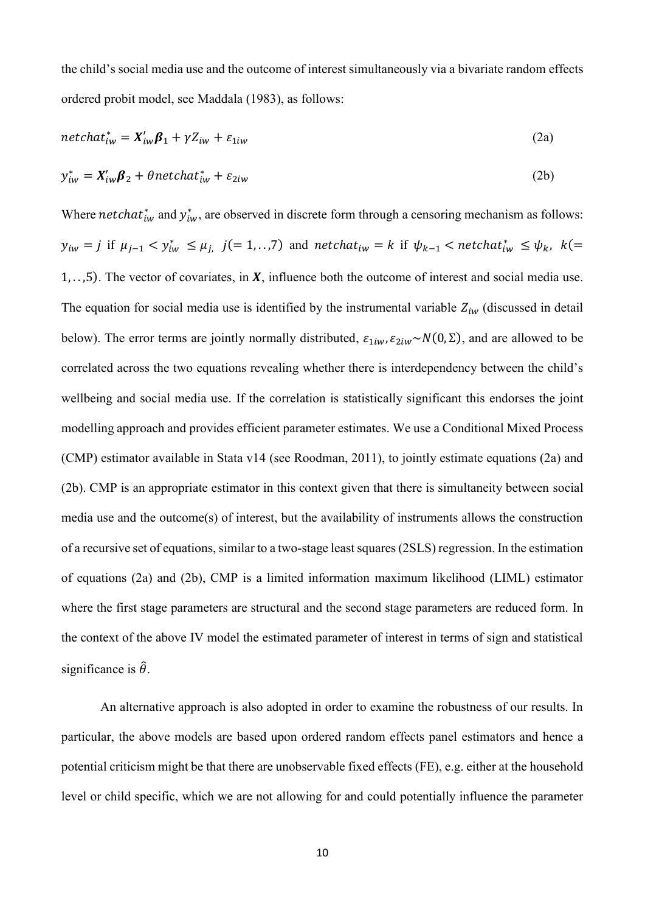the child's social media use and the outcome of interest simultaneously via a bivariate random effects ordered probit model, see Maddala (1983), as follows:

$$netchat_{iw}^{*} = \boldsymbol{X}_{iw}'\boldsymbol{\beta}_1 + \gamma Z_{iw} + \varepsilon_{1iw} \tag{2a}$$

$$y_{iw}^{*} = \boldsymbol{X}_{iw}'\boldsymbol{\beta}_2 + \theta netchat_{iw}^{*} + \varepsilon_{2iw} \tag{2b}$$

Where $netchat_{iw}^{*}$ and $y_{iw}^{*}$, are observed in discrete form through a censoring mechanism as follows: $y_{iw} = j$ if $\mu_{j-1} < y_{iw}^{*} \leq \mu_{j,}$ $j(= 1,..,7)$ and $netchat_{iw} = k$ if $\psi_{k-1} < netchat_{iw}^{*} \leq \psi_k$, $k(= 1,..,5)$. The vector of covariates, in $\boldsymbol{X}$, influence both the outcome of interest and social media use. The equation for social media use is identified by the instrumental variable $Z_{iw}$ (discussed in detail below). The error terms are jointly normally distributed, $\varepsilon_{1iw}, \varepsilon_{2iw} \sim N(0, \Sigma)$, and are allowed to be correlated across the two equations revealing whether there is interdependency between the child's wellbeing and social media use. If the correlation is statistically significant this endorses the joint modelling approach and provides efficient parameter estimates. We use a Conditional Mixed Process (CMP) estimator available in Stata v14 (see Roodman, 2011), to jointly estimate equations (2a) and (2b). CMP is an appropriate estimator in this context given that there is simultaneity between social media use and the outcome(s) of interest, but the availability of instruments allows the construction of a recursive set of equations, similar to a two-stage least squares (2SLS) regression. In the estimation of equations (2a) and (2b), CMP is a limited information maximum likelihood (LIML) estimator where the first stage parameters are structural and the second stage parameters are reduced form. In the context of the above IV model the estimated parameter of interest in terms of sign and statistical significance is $\hat{\theta}$.

An alternative approach is also adopted in order to examine the robustness of our results. In particular, the above models are based upon ordered random effects panel estimators and hence a potential criticism might be that there are unobservable fixed effects (FE), e.g. either at the household level or child specific, which we are not allowing for and could potentially influence the parameter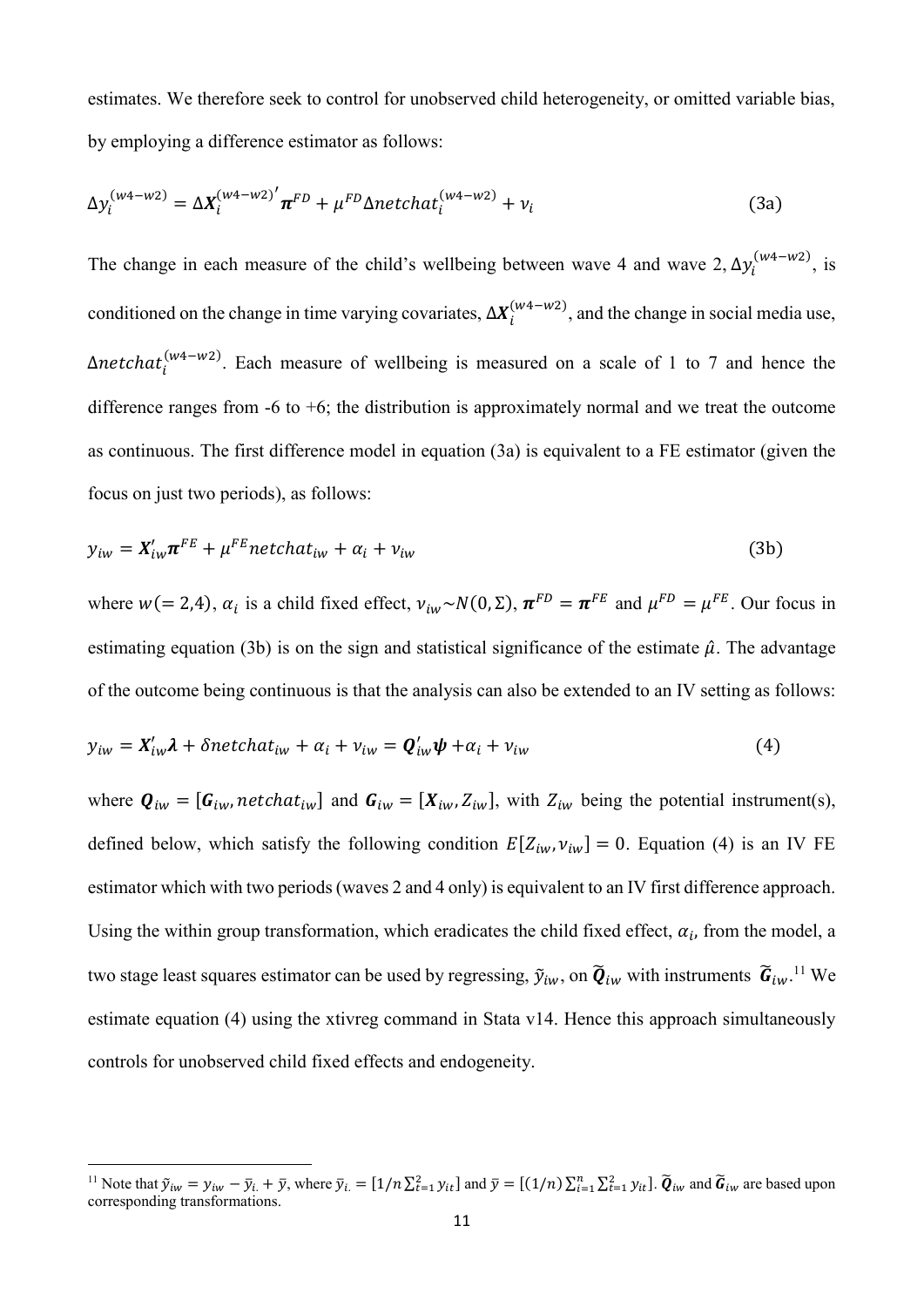estimates. We therefore seek to control for unobserved child heterogeneity, or omitted variable bias, by employing a difference estimator as follows:

$$\Delta y_i^{(w4-w2)} = \Delta \boldsymbol{X}_i^{(w4-w2)'} \boldsymbol{\pi}^{FD} + \mu^{FD} \Delta netchat_i^{(w4-w2)} + \nu_i \tag{3a}$$

The change in each measure of the child's wellbeing between wave 4 and wave 2, $\Delta y_i^{(w4-w2)}$, is conditioned on the change in time varying covariates, $\Delta \boldsymbol{X}_i^{(w4-w2)}$, and the change in social media use, $\Delta netchat_i^{(w4-w2)}$. Each measure of wellbeing is measured on a scale of 1 to 7 and hence the difference ranges from -6 to +6; the distribution is approximately normal and we treat the outcome as continuous. The first difference model in equation (3a) is equivalent to a FE estimator (given the focus on just two periods), as follows:

$$y_{iw} = \boldsymbol{X}_{iw}' \boldsymbol{\pi}^{FE} + \mu^{FE} netchat_{iw} + \alpha_i + \nu_{iw} \tag{3b}$$

where $w(=2,4)$, $\alpha_i$ is a child fixed effect, $\nu_{iw} \sim N(0, \Sigma)$, $\boldsymbol{\pi}^{FD} = \boldsymbol{\pi}^{FE}$ and $\mu^{FD} = \mu^{FE}$. Our focus in estimating equation (3b) is on the sign and statistical significance of the estimate $\hat{\mu}$. The advantage of the outcome being continuous is that the analysis can also be extended to an IV setting as follows:

$$y_{iw} = \boldsymbol{X}_{iw}' \boldsymbol{\lambda} + \delta netchat_{iw} + \alpha_i + \nu_{iw} = \boldsymbol{Q}_{iw}' \boldsymbol{\psi} + \alpha_i + \nu_{iw} \tag{4}$$

where $\boldsymbol{Q}_{iw} = [\boldsymbol{G}_{iw}, netchat_{iw}]$ and $\boldsymbol{G}_{iw} = [\boldsymbol{X}_{iw}, Z_{iw}]$, with $Z_{iw}$ being the potential instrument(s), defined below, which satisfy the following condition $E[Z_{iw}, \nu_{iw}] = 0$. Equation (4) is an IV FE estimator which with two periods (waves 2 and 4 only) is equivalent to an IV first difference approach. Using the within group transformation, which eradicates the child fixed effect, $\alpha_i$, from the model, a two stage least squares estimator can be used by regressing, $\tilde{y}_{iw}$, on $\widetilde{\boldsymbol{Q}}_{iw}$ with instruments $\widetilde{\boldsymbol{G}}_{iw}$.[11] We estimate equation (4) using the xtivreg command in Stata v14. Hence this approach simultaneously controls for unobserved child fixed effects and endogeneity.

[11] Note that $\tilde{y}_{iw} = y_{iw} - \bar{y}_{i.} + \bar{y}$, where $\bar{y}_{i.} = [1/n \sum_{t=1}^{2} y_{it}]$ and $\bar{y} = [(1/n) \sum_{i=1}^{n} \sum_{t=1}^{2} y_{it}]$. $\widetilde{\boldsymbol{Q}}_{iw}$ and $\widetilde{\boldsymbol{G}}_{iw}$ are based upon corresponding transformations.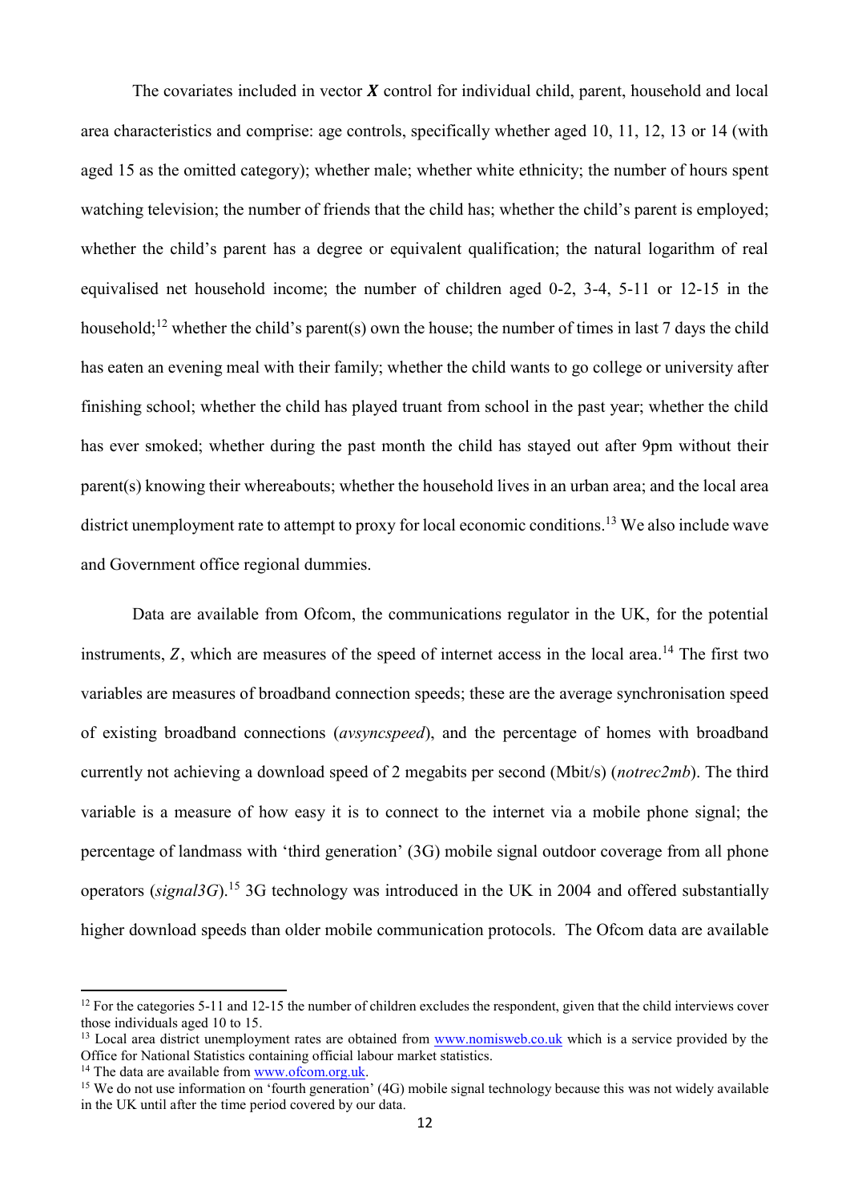The covariates included in vector $\boldsymbol{X}$ control for individual child, parent, household and local area characteristics and comprise: age controls, specifically whether aged 10, 11, 12, 13 or 14 (with aged 15 as the omitted category); whether male; whether white ethnicity; the number of hours spent watching television; the number of friends that the child has; whether the child's parent is employed; whether the child's parent has a degree or equivalent qualification; the natural logarithm of real equivalised net household income; the number of children aged 0-2, 3-4, 5-11 or 12-15 in the household;[12] whether the child's parent(s) own the house; the number of times in last 7 days the child has eaten an evening meal with their family; whether the child wants to go college or university after finishing school; whether the child has played truant from school in the past year; whether the child has ever smoked; whether during the past month the child has stayed out after 9pm without their parent(s) knowing their whereabouts; whether the household lives in an urban area; and the local area district unemployment rate to attempt to proxy for local economic conditions.[13] We also include wave and Government office regional dummies.

Data are available from Ofcom, the communications regulator in the UK, for the potential instruments, $Z$, which are measures of the speed of internet access in the local area.[14] The first two variables are measures of broadband connection speeds; these are the average synchronisation speed of existing broadband connections (*avsyncspeed*), and the percentage of homes with broadband currently not achieving a download speed of 2 megabits per second (Mbit/s) (*notrec2mb*). The third variable is a measure of how easy it is to connect to the internet via a mobile phone signal; the percentage of landmass with 'third generation' (3G) mobile signal outdoor coverage from all phone operators (*signal3G*).[15] 3G technology was introduced in the UK in 2004 and offered substantially higher download speeds than older mobile communication protocols. The Ofcom data are available

[12] For the categories 5-11 and 12-15 the number of children excludes the respondent, given that the child interviews cover those individuals aged 10 to 15.

[13] Local area district unemployment rates are obtained from www.nomisweb.co.uk which is a service provided by the Office for National Statistics containing official labour market statistics.

[14] The data are available from www.ofcom.org.uk.

[15] We do not use information on 'fourth generation' (4G) mobile signal technology because this was not widely available in the UK until after the time period covered by our data.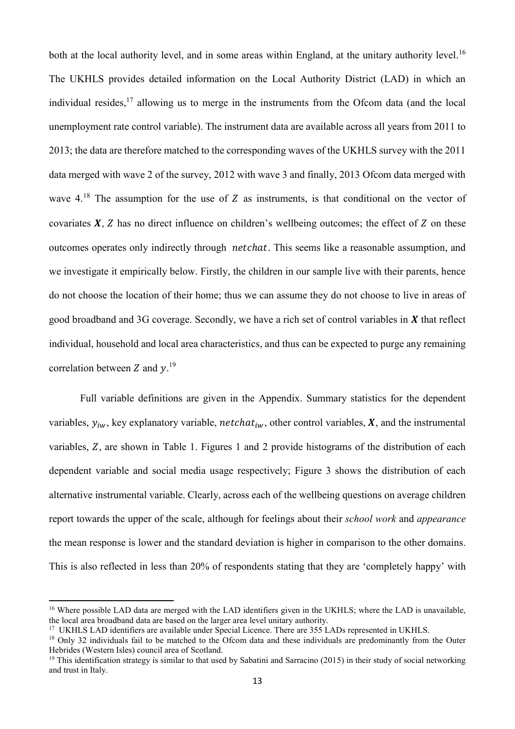both at the local authority level, and in some areas within England, at the unitary authority level.[16] The UKHLS provides detailed information on the Local Authority District (LAD) in which an individual resides,[17] allowing us to merge in the instruments from the Ofcom data (and the local unemployment rate control variable). The instrument data are available across all years from 2011 to 2013; the data are therefore matched to the corresponding waves of the UKHLS survey with the 2011 data merged with wave 2 of the survey, 2012 with wave 3 and finally, 2013 Ofcom data merged with wave 4.[18] The assumption for the use of $Z$ as instruments, is that conditional on the vector of covariates $\boldsymbol{X}$, $Z$ has no direct influence on children's wellbeing outcomes; the effect of $Z$ on these outcomes operates only indirectly through $netchat$. This seems like a reasonable assumption, and we investigate it empirically below. Firstly, the children in our sample live with their parents, hence do not choose the location of their home; thus we can assume they do not choose to live in areas of good broadband and 3G coverage. Secondly, we have a rich set of control variables in $\boldsymbol{X}$ that reflect individual, household and local area characteristics, and thus can be expected to purge any remaining correlation between $Z$ and $y$.[19]

Full variable definitions are given in the Appendix. Summary statistics for the dependent variables, $y_{iw}$, key explanatory variable, $netchat_{iw}$, other control variables, $\boldsymbol{X}$, and the instrumental variables, $Z$, are shown in Table 1. Figures 1 and 2 provide histograms of the distribution of each dependent variable and social media usage respectively; Figure 3 shows the distribution of each alternative instrumental variable. Clearly, across each of the wellbeing questions on average children report towards the upper of the scale, although for feelings about their *school work* and *appearance* the mean response is lower and the standard deviation is higher in comparison to the other domains. This is also reflected in less than 20% of respondents stating that they are 'completely happy' with

[16] Where possible LAD data are merged with the LAD identifiers given in the UKHLS; where the LAD is unavailable, the local area broadband data are based on the larger area level unitary authority.

[17] UKHLS LAD identifiers are available under Special Licence. There are 355 LADs represented in UKHLS.

[18] Only 32 individuals fail to be matched to the Ofcom data and these individuals are predominantly from the Outer Hebrides (Western Isles) council area of Scotland.

[19] This identification strategy is similar to that used by Sabatini and Sarracino (2015) in their study of social networking and trust in Italy.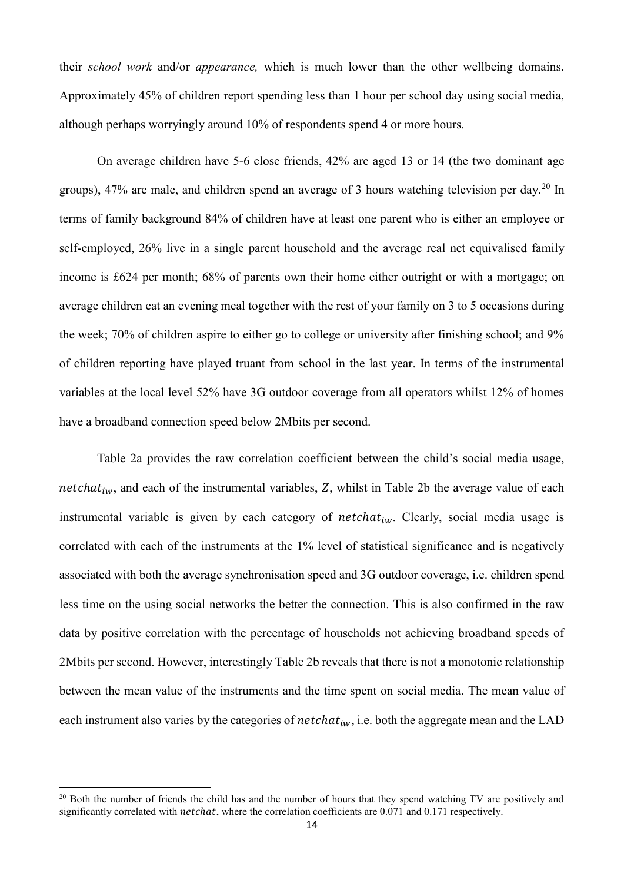their *school work* and/or *appearance,* which is much lower than the other wellbeing domains. Approximately 45% of children report spending less than 1 hour per school day using social media, although perhaps worryingly around 10% of respondents spend 4 or more hours.

On average children have 5-6 close friends, 42% are aged 13 or 14 (the two dominant age groups), 47% are male, and children spend an average of 3 hours watching television per day.[20] In terms of family background 84% of children have at least one parent who is either an employee or self-employed, 26% live in a single parent household and the average real net equivalised family income is £624 per month; 68% of parents own their home either outright or with a mortgage; on average children eat an evening meal together with the rest of your family on 3 to 5 occasions during the week; 70% of children aspire to either go to college or university after finishing school; and 9% of children reporting have played truant from school in the last year. In terms of the instrumental variables at the local level 52% have 3G outdoor coverage from all operators whilst 12% of homes have a broadband connection speed below 2Mbits per second.

Table 2a provides the raw correlation coefficient between the child's social media usage, $netchat_{iw}$, and each of the instrumental variables, $Z$, whilst in Table 2b the average value of each instrumental variable is given by each category of $netchat_{iw}$. Clearly, social media usage is correlated with each of the instruments at the 1% level of statistical significance and is negatively associated with both the average synchronisation speed and 3G outdoor coverage, i.e. children spend less time on the using social networks the better the connection. This is also confirmed in the raw data by positive correlation with the percentage of households not achieving broadband speeds of 2Mbits per second. However, interestingly Table 2b reveals that there is not a monotonic relationship between the mean value of the instruments and the time spent on social media. The mean value of each instrument also varies by the categories of $netchat_{iw}$, i.e. both the aggregate mean and the LAD

[20] Both the number of friends the child has and the number of hours that they spend watching TV are positively and significantly correlated with $netchat$, where the correlation coefficients are 0.071 and 0.171 respectively.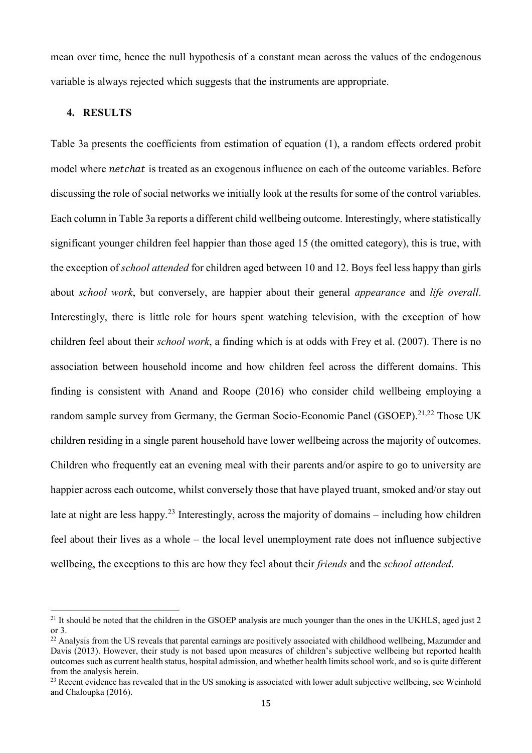mean over time, hence the null hypothesis of a constant mean across the values of the endogenous variable is always rejected which suggests that the instruments are appropriate.

## 4. RESULTS

Table 3a presents the coefficients from estimation of equation (1), a random effects ordered probit model where $netchat$ is treated as an exogenous influence on each of the outcome variables. Before discussing the role of social networks we initially look at the results for some of the control variables. Each column in Table 3a reports a different child wellbeing outcome. Interestingly, where statistically significant younger children feel happier than those aged 15 (the omitted category), this is true, with the exception of *school attended* for children aged between 10 and 12. Boys feel less happy than girls about *school work*, but conversely, are happier about their general *appearance* and *life overall*. Interestingly, there is little role for hours spent watching television, with the exception of how children feel about their *school work*, a finding which is at odds with Frey et al. (2007). There is no association between household income and how children feel across the different domains. This finding is consistent with Anand and Roope (2016) who consider child wellbeing employing a random sample survey from Germany, the German Socio-Economic Panel (GSOEP).[21,22] Those UK children residing in a single parent household have lower wellbeing across the majority of outcomes. Children who frequently eat an evening meal with their parents and/or aspire to go to university are happier across each outcome, whilst conversely those that have played truant, smoked and/or stay out late at night are less happy.[23] Interestingly, across the majority of domains – including how children feel about their lives as a whole – the local level unemployment rate does not influence subjective wellbeing, the exceptions to this are how they feel about their *friends* and the *school attended*.

[21] It should be noted that the children in the GSOEP analysis are much younger than the ones in the UKHLS, aged just 2 or 3.

[22] Analysis from the US reveals that parental earnings are positively associated with childhood wellbeing, Mazumder and Davis (2013). However, their study is not based upon measures of children's subjective wellbeing but reported health outcomes such as current health status, hospital admission, and whether health limits school work, and so is quite different from the analysis herein.

[23] Recent evidence has revealed that in the US smoking is associated with lower adult subjective wellbeing, see Weinhold and Chaloupka (2016).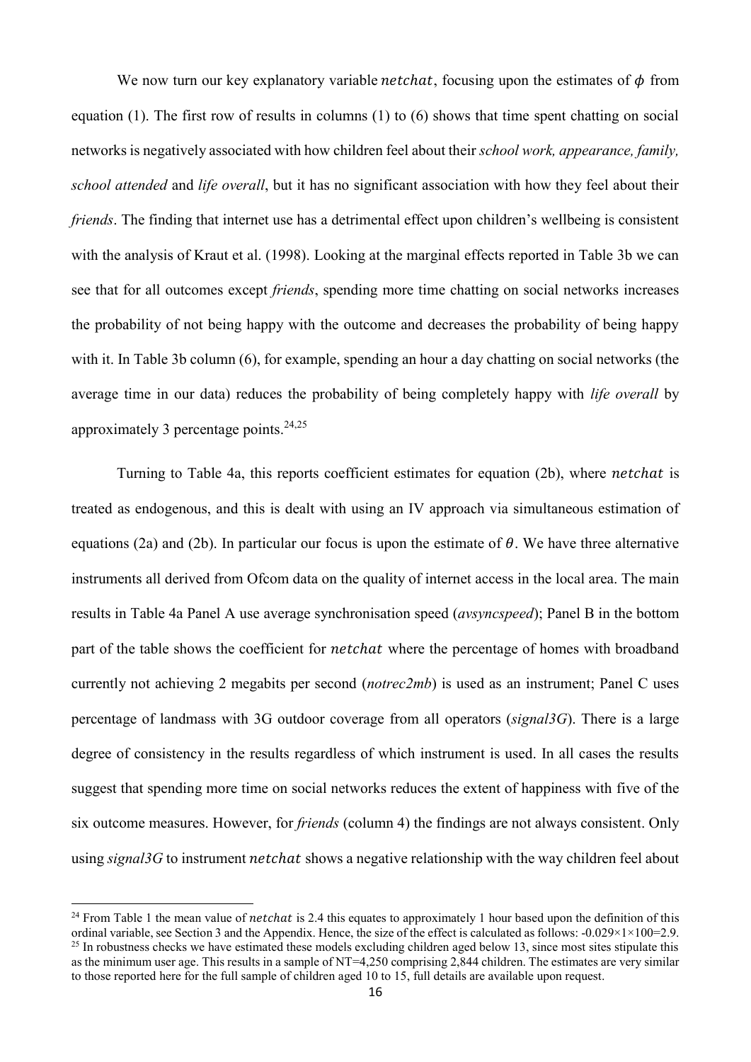We now turn our key explanatory variable $netchat$, focusing upon the estimates of $\phi$ from equation (1). The first row of results in columns (1) to (6) shows that time spent chatting on social networks is negatively associated with how children feel about their *school work, appearance, family, school attended* and *life overall*, but it has no significant association with how they feel about their *friends*. The finding that internet use has a detrimental effect upon children's wellbeing is consistent with the analysis of Kraut et al. (1998). Looking at the marginal effects reported in Table 3b we can see that for all outcomes except *friends*, spending more time chatting on social networks increases the probability of not being happy with the outcome and decreases the probability of being happy with it. In Table 3b column (6), for example, spending an hour a day chatting on social networks (the average time in our data) reduces the probability of being completely happy with *life overall* by approximately 3 percentage points.[24,25]

Turning to Table 4a, this reports coefficient estimates for equation (2b), where $netchat$ is treated as endogenous, and this is dealt with using an IV approach via simultaneous estimation of equations (2a) and (2b). In particular our focus is upon the estimate of $\theta$. We have three alternative instruments all derived from Ofcom data on the quality of internet access in the local area. The main results in Table 4a Panel A use average synchronisation speed (*avsyncspeed*); Panel B in the bottom part of the table shows the coefficient for $netchat$ where the percentage of homes with broadband currently not achieving 2 megabits per second (*notrec2mb*) is used as an instrument; Panel C uses percentage of landmass with 3G outdoor coverage from all operators (*signal3G*). There is a large degree of consistency in the results regardless of which instrument is used. In all cases the results suggest that spending more time on social networks reduces the extent of happiness with five of the six outcome measures. However, for *friends* (column 4) the findings are not always consistent. Only using *signal3G* to instrument $netchat$ shows a negative relationship with the way children feel about

---

[24] From Table 1 the mean value of $netchat$ is 2.4 this equates to approximately 1 hour based upon the definition of this ordinal variable, see Section 3 and the Appendix. Hence, the size of the effect is calculated as follows: $-0.029\times1\times100=2.9$.

[25] In robustness checks we have estimated these models excluding children aged below 13, since most sites stipulate this as the minimum user age. This results in a sample of NT=4,250 comprising 2,844 children. The estimates are very similar to those reported here for the full sample of children aged 10 to 15, full details are available upon request.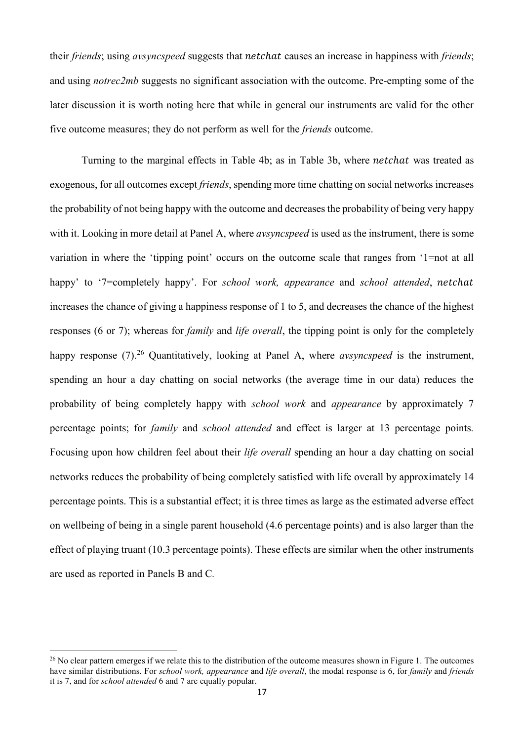their *friends*; using *avsyncspeed* suggests that $netchat$ causes an increase in happiness with *friends*; and using *notrec2mb* suggests no significant association with the outcome. Pre-empting some of the later discussion it is worth noting here that while in general our instruments are valid for the other five outcome measures; they do not perform as well for the *friends* outcome.

Turning to the marginal effects in Table 4b; as in Table 3b, where $netchat$ was treated as exogenous, for all outcomes except *friends*, spending more time chatting on social networks increases the probability of not being happy with the outcome and decreases the probability of being very happy with it. Looking in more detail at Panel A, where *avsyncspeed* is used as the instrument, there is some variation in where the 'tipping point' occurs on the outcome scale that ranges from '1=not at all happy' to '7=completely happy'. For *school work, appearance* and *school attended*, $netchat$ increases the chance of giving a happiness response of 1 to 5, and decreases the chance of the highest responses (6 or 7); whereas for *family* and *life overall*, the tipping point is only for the completely happy response (7).[26] Quantitatively, looking at Panel A, where *avsyncspeed* is the instrument, spending an hour a day chatting on social networks (the average time in our data) reduces the probability of being completely happy with *school work* and *appearance* by approximately 7 percentage points; for *family* and *school attended* and effect is larger at 13 percentage points. Focusing upon how children feel about their *life overall* spending an hour a day chatting on social networks reduces the probability of being completely satisfied with life overall by approximately 14 percentage points. This is a substantial effect; it is three times as large as the estimated adverse effect on wellbeing of being in a single parent household (4.6 percentage points) and is also larger than the effect of playing truant (10.3 percentage points). These effects are similar when the other instruments are used as reported in Panels B and C.

[26] No clear pattern emerges if we relate this to the distribution of the outcome measures shown in Figure 1. The outcomes have similar distributions. For *school work, appearance* and *life overall*, the modal response is 6, for *family* and *friends* it is 7, and for *school attended* 6 and 7 are equally popular.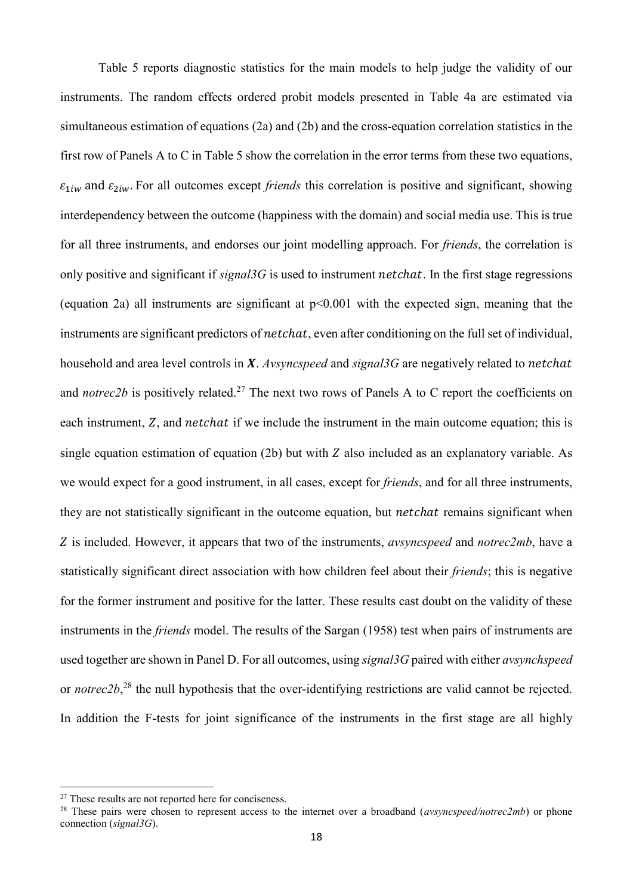Table 5 reports diagnostic statistics for the main models to help judge the validity of our instruments. The random effects ordered probit models presented in Table 4a are estimated via simultaneous estimation of equations (2a) and (2b) and the cross-equation correlation statistics in the first row of Panels A to C in Table 5 show the correlation in the error terms from these two equations, $\varepsilon_{1iw}$ and $\varepsilon_{2iw}$. For all outcomes except *friends* this correlation is positive and significant, showing interdependency between the outcome (happiness with the domain) and social media use. This is true for all three instruments, and endorses our joint modelling approach. For *friends*, the correlation is only positive and significant if *signal3G* is used to instrument $netchat$. In the first stage regressions (equation 2a) all instruments are significant at $p<0.001$ with the expected sign, meaning that the instruments are significant predictors of $netchat$, even after conditioning on the full set of individual, household and area level controls in $\boldsymbol{X}$. *Avsyncspeed* and *signal3G* are negatively related to $netchat$ and *notrec2b* is positively related.[27] The next two rows of Panels A to C report the coefficients on each instrument, $Z$, and $netchat$ if we include the instrument in the main outcome equation; this is single equation estimation of equation (2b) but with $Z$ also included as an explanatory variable. As we would expect for a good instrument, in all cases, except for *friends*, and for all three instruments, they are not statistically significant in the outcome equation, but $netchat$ remains significant when $Z$ is included. However, it appears that two of the instruments, *avsyncspeed* and *notrec2mb*, have a statistically significant direct association with how children feel about their *friends*; this is negative for the former instrument and positive for the latter. These results cast doubt on the validity of these instruments in the *friends* model. The results of the Sargan (1958) test when pairs of instruments are used together are shown in Panel D. For all outcomes, using *signal3G* paired with either *avsynchspeed* or *notrec2b*,[28] the null hypothesis that the over-identifying restrictions are valid cannot be rejected. In addition the F-tests for joint significance of the instruments in the first stage are all highly

[27] These results are not reported here for conciseness.

[28] These pairs were chosen to represent access to the internet over a broadband (*avsyncspeed/notrec2mb*) or phone connection (*signal3G*).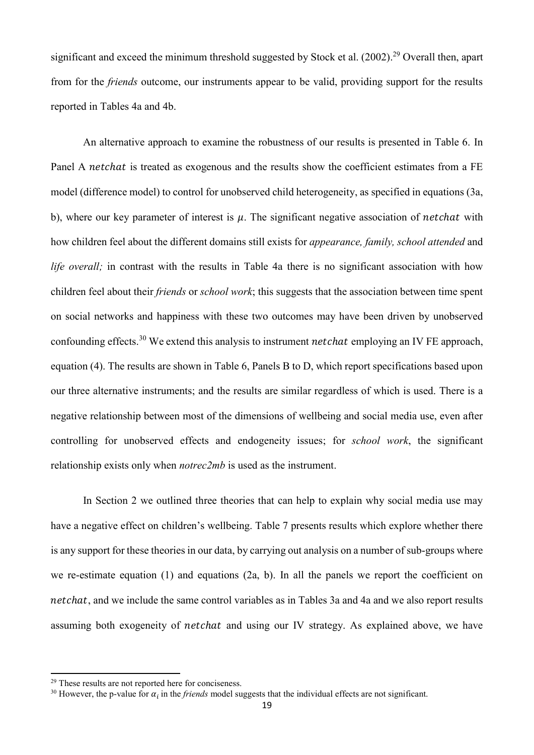significant and exceed the minimum threshold suggested by Stock et al. (2002).[29] Overall then, apart from for the *friends* outcome, our instruments appear to be valid, providing support for the results reported in Tables 4a and 4b.

An alternative approach to examine the robustness of our results is presented in Table 6. In Panel A $netchat$ is treated as exogenous and the results show the coefficient estimates from a FE model (difference model) to control for unobserved child heterogeneity, as specified in equations (3a, b), where our key parameter of interest is $\mu$. The significant negative association of $netchat$ with how children feel about the different domains still exists for *appearance, family, school attended* and *life overall;* in contrast with the results in Table 4a there is no significant association with how children feel about their *friends* or *school work*; this suggests that the association between time spent on social networks and happiness with these two outcomes may have been driven by unobserved confounding effects.[30] We extend this analysis to instrument $netchat$ employing an IV FE approach, equation (4). The results are shown in Table 6, Panels B to D, which report specifications based upon our three alternative instruments; and the results are similar regardless of which is used. There is a negative relationship between most of the dimensions of wellbeing and social media use, even after controlling for unobserved effects and endogeneity issues; for *school work*, the significant relationship exists only when *notrec2mb* is used as the instrument.

In Section 2 we outlined three theories that can help to explain why social media use may have a negative effect on children's wellbeing. Table 7 presents results which explore whether there is any support for these theories in our data, by carrying out analysis on a number of sub-groups where we re-estimate equation (1) and equations (2a, b). In all the panels we report the coefficient on $netchat$, and we include the same control variables as in Tables 3a and 4a and we also report results assuming both exogeneity of $netchat$ and using our IV strategy. As explained above, we have

[29] These results are not reported here for conciseness.

[30] However, the p-value for $\alpha_i$ in the *friends* model suggests that the individual effects are not significant.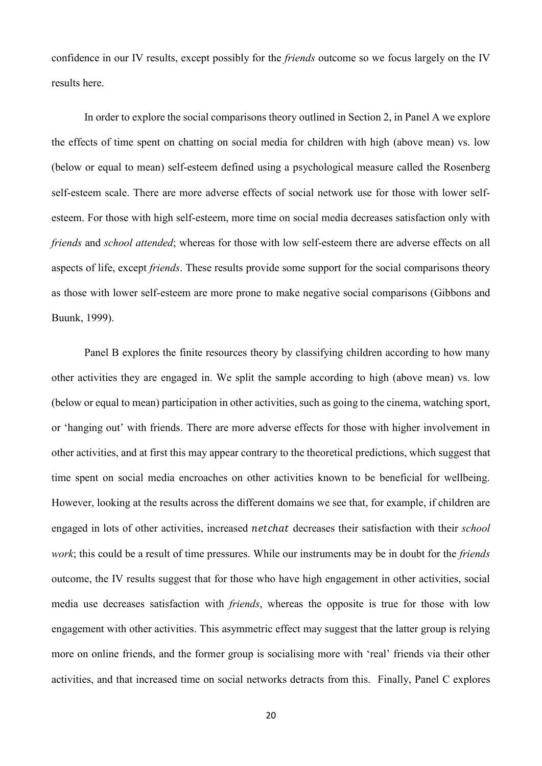confidence in our IV results, except possibly for the *friends* outcome so we focus largely on the IV results here.

In order to explore the social comparisons theory outlined in Section 2, in Panel A we explore the effects of time spent on chatting on social media for children with high (above mean) vs. low (below or equal to mean) self-esteem defined using a psychological measure called the Rosenberg self-esteem scale. There are more adverse effects of social network use for those with lower self-esteem. For those with high self-esteem, more time on social media decreases satisfaction only with *friends* and *school attended*; whereas for those with low self-esteem there are adverse effects on all aspects of life, except *friends*. These results provide some support for the social comparisons theory as those with lower self-esteem are more prone to make negative social comparisons (Gibbons and Buunk, 1999).

Panel B explores the finite resources theory by classifying children according to how many other activities they are engaged in. We split the sample according to high (above mean) vs. low (below or equal to mean) participation in other activities, such as going to the cinema, watching sport, or 'hanging out' with friends. There are more adverse effects for those with higher involvement in other activities, and at first this may appear contrary to the theoretical predictions, which suggest that time spent on social media encroaches on other activities known to be beneficial for wellbeing. However, looking at the results across the different domains we see that, for example, if children are engaged in lots of other activities, increased $netchat$ decreases their satisfaction with their *school work*; this could be a result of time pressures. While our instruments may be in doubt for the *friends* outcome, the IV results suggest that for those who have high engagement in other activities, social media use decreases satisfaction with *friends*, whereas the opposite is true for those with low engagement with other activities. This asymmetric effect may suggest that the latter group is relying more on online friends, and the former group is socialising more with 'real' friends via their other activities, and that increased time on social networks detracts from this. Finally, Panel C explores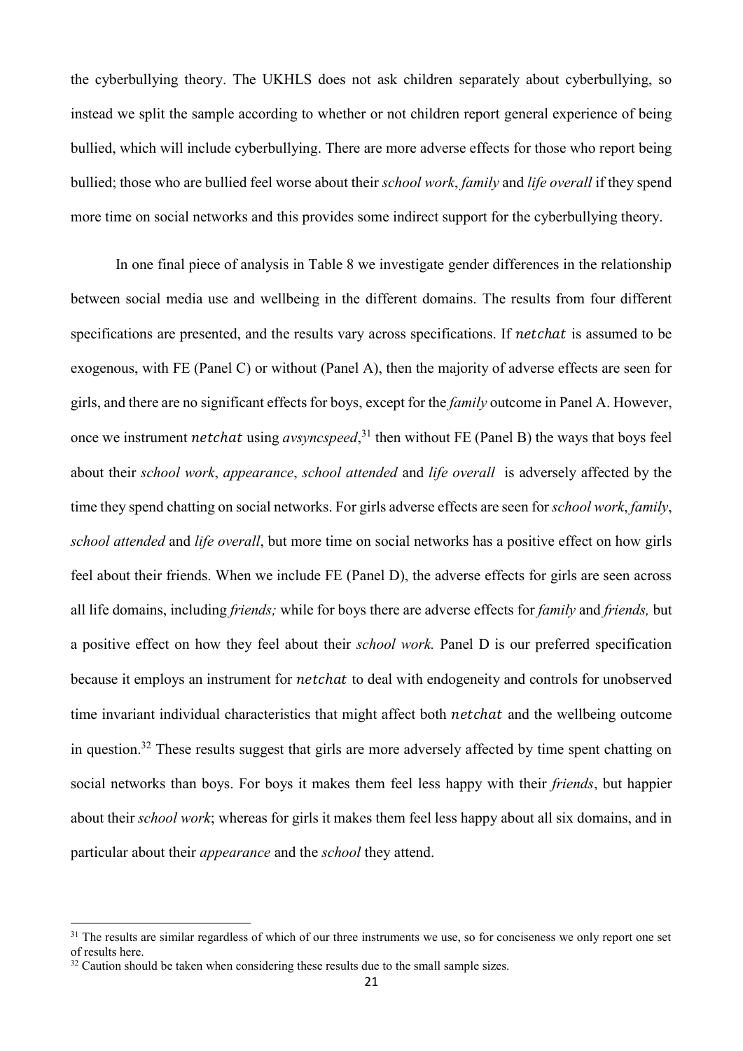the cyberbullying theory. The UKHLS does not ask children separately about cyberbullying, so instead we split the sample according to whether or not children report general experience of being bullied, which will include cyberbullying. There are more adverse effects for those who report being bullied; those who are bullied feel worse about their *school work*, *family* and *life overall* if they spend more time on social networks and this provides some indirect support for the cyberbullying theory.

In one final piece of analysis in Table 8 we investigate gender differences in the relationship between social media use and wellbeing in the different domains. The results from four different specifications are presented, and the results vary across specifications. If $netchat$ is assumed to be exogenous, with FE (Panel C) or without (Panel A), then the majority of adverse effects are seen for girls, and there are no significant effects for boys, except for the *family* outcome in Panel A. However, once we instrument $netchat$ using *avsyncspeed*,[31] then without FE (Panel B) the ways that boys feel about their *school work*, *appearance*, *school attended* and *life overall* is adversely affected by the time they spend chatting on social networks. For girls adverse effects are seen for *school work*, *family*, *school attended* and *life overall*, but more time on social networks has a positive effect on how girls feel about their friends. When we include FE (Panel D), the adverse effects for girls are seen across all life domains, including *friends;* while for boys there are adverse effects for *family* and *friends,* but a positive effect on how they feel about their *school work.* Panel D is our preferred specification because it employs an instrument for $netchat$ to deal with endogeneity and controls for unobserved time invariant individual characteristics that might affect both $netchat$ and the wellbeing outcome in question.[32] These results suggest that girls are more adversely affected by time spent chatting on social networks than boys. For boys it makes them feel less happy with their *friends*, but happier about their *school work*; whereas for girls it makes them feel less happy about all six domains, and in particular about their *appearance* and the *school* they attend.

[31] The results are similar regardless of which of our three instruments we use, so for conciseness we only report one set of results here.

[32] Caution should be taken when considering these results due to the small sample sizes.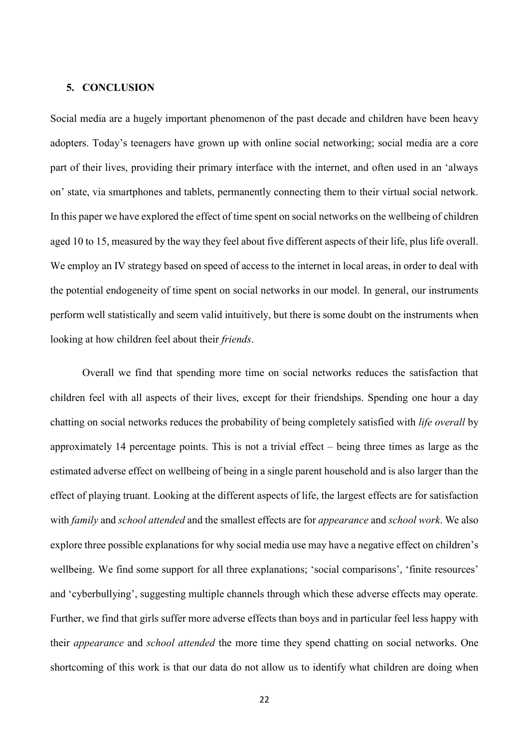## 5. CONCLUSION

Social media are a hugely important phenomenon of the past decade and children have been heavy adopters. Today's teenagers have grown up with online social networking; social media are a core part of their lives, providing their primary interface with the internet, and often used in an 'always on' state, via smartphones and tablets, permanently connecting them to their virtual social network. In this paper we have explored the effect of time spent on social networks on the wellbeing of children aged 10 to 15, measured by the way they feel about five different aspects of their life, plus life overall. We employ an IV strategy based on speed of access to the internet in local areas, in order to deal with the potential endogeneity of time spent on social networks in our model. In general, our instruments perform well statistically and seem valid intuitively, but there is some doubt on the instruments when looking at how children feel about their *friends*.

Overall we find that spending more time on social networks reduces the satisfaction that children feel with all aspects of their lives, except for their friendships. Spending one hour a day chatting on social networks reduces the probability of being completely satisfied with *life overall* by approximately 14 percentage points. This is not a trivial effect – being three times as large as the estimated adverse effect on wellbeing of being in a single parent household and is also larger than the effect of playing truant. Looking at the different aspects of life, the largest effects are for satisfaction with *family* and *school attended* and the smallest effects are for *appearance* and *school work*. We also explore three possible explanations for why social media use may have a negative effect on children's wellbeing. We find some support for all three explanations; 'social comparisons', 'finite resources' and 'cyberbullying', suggesting multiple channels through which these adverse effects may operate. Further, we find that girls suffer more adverse effects than boys and in particular feel less happy with their *appearance* and *school attended* the more time they spend chatting on social networks. One shortcoming of this work is that our data do not allow us to identify what children are doing when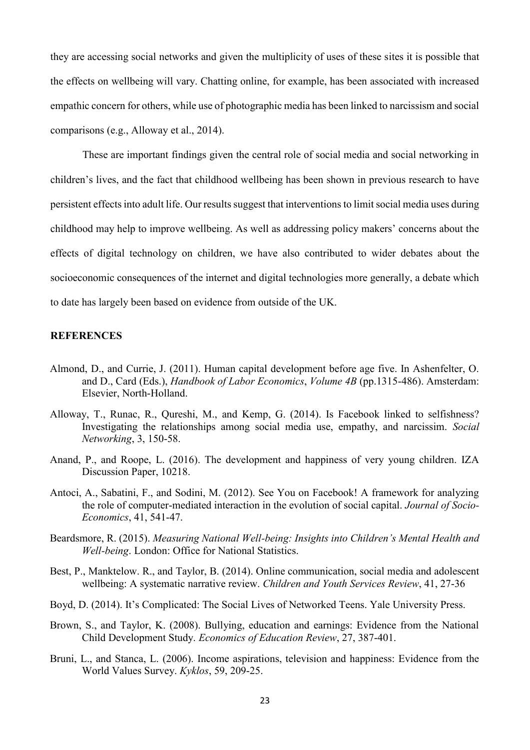they are accessing social networks and given the multiplicity of uses of these sites it is possible that the effects on wellbeing will vary. Chatting online, for example, has been associated with increased empathic concern for others, while use of photographic media has been linked to narcissism and social comparisons (e.g., Alloway et al., 2014).

These are important findings given the central role of social media and social networking in children's lives, and the fact that childhood wellbeing has been shown in previous research to have persistent effects into adult life. Our results suggest that interventions to limit social media uses during childhood may help to improve wellbeing. As well as addressing policy makers' concerns about the effects of digital technology on children, we have also contributed to wider debates about the socioeconomic consequences of the internet and digital technologies more generally, a debate which to date has largely been based on evidence from outside of the UK.

**REFERENCES**

Almond, D., and Currie, J. (2011). Human capital development before age five. In Ashenfelter, O. and D., Card (Eds.), *Handbook of Labor Economics*, *Volume 4B* (pp.1315-486). Amsterdam: Elsevier, North-Holland.

Alloway, T., Runac, R., Qureshi, M., and Kemp, G. (2014). Is Facebook linked to selfishness? Investigating the relationships among social media use, empathy, and narcissim. *Social Networking*, 3, 150-58.

Anand, P., and Roope, L. (2016). The development and happiness of very young children. IZA Discussion Paper, 10218.

Antoci, A., Sabatini, F., and Sodini, M. (2012). See You on Facebook! A framework for analyzing the role of computer-mediated interaction in the evolution of social capital. *Journal of Socio-Economics*, 41, 541-47.

Beardsmore, R. (2015). *Measuring National Well-being: Insights into Children's Mental Health and Well-being*. London: Office for National Statistics.

Best, P., Manktelow. R., and Taylor, B. (2014). Online communication, social media and adolescent wellbeing: A systematic narrative review. *Children and Youth Services Review*, 41, 27-36

Boyd, D. (2014). It's Complicated: The Social Lives of Networked Teens. Yale University Press.

Brown, S., and Taylor, K. (2008). Bullying, education and earnings: Evidence from the National Child Development Study. *Economics of Education Review*, 27, 387-401.

Bruni, L., and Stanca, L. (2006). Income aspirations, television and happiness: Evidence from the World Values Survey. *Kyklos*, 59, 209-25.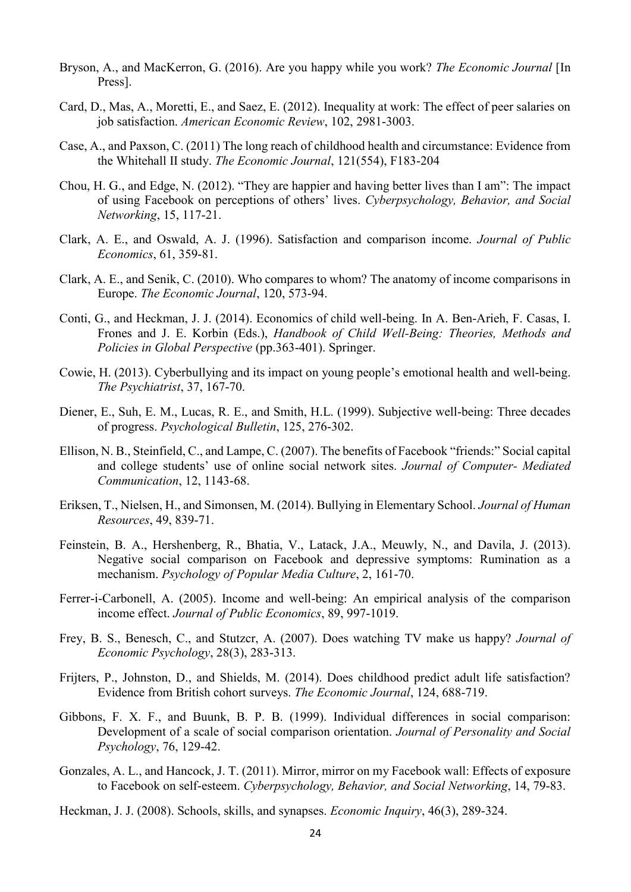Bryson, A., and MacKerron, G. (2016). Are you happy while you work? *The Economic Journal* [In Press].

Card, D., Mas, A., Moretti, E., and Saez, E. (2012). Inequality at work: The effect of peer salaries on job satisfaction. *American Economic Review*, 102, 2981-3003.

Case, A., and Paxson, C. (2011) The long reach of childhood health and circumstance: Evidence from the Whitehall II study. *The Economic Journal*, 121(554), F183-204

Chou, H. G., and Edge, N. (2012). "They are happier and having better lives than I am": The impact of using Facebook on perceptions of others' lives. *Cyberpsychology, Behavior, and Social Networking*, 15, 117-21.

Clark, A. E., and Oswald, A. J. (1996). Satisfaction and comparison income. *Journal of Public Economics*, 61, 359-81.

Clark, A. E., and Senik, C. (2010). Who compares to whom? The anatomy of income comparisons in Europe. *The Economic Journal*, 120, 573-94.

Conti, G., and Heckman, J. J. (2014). Economics of child well-being. In A. Ben-Arieh, F. Casas, I. Frones and J. E. Korbin (Eds.), *Handbook of Child Well-Being: Theories, Methods and Policies in Global Perspective* (pp.363-401). Springer.

Cowie, H. (2013). Cyberbullying and its impact on young people's emotional health and well-being. *The Psychiatrist*, 37, 167-70.

Diener, E., Suh, E. M., Lucas, R. E., and Smith, H.L. (1999). Subjective well-being: Three decades of progress. *Psychological Bulletin*, 125, 276-302.

Ellison, N. B., Steinfield, C., and Lampe, C. (2007). The benefits of Facebook "friends:" Social capital and college students' use of online social network sites. *Journal of Computer- Mediated Communication*, 12, 1143-68.

Eriksen, T., Nielsen, H., and Simonsen, M. (2014). Bullying in Elementary School. *Journal of Human Resources*, 49, 839-71.

Feinstein, B. A., Hershenberg, R., Bhatia, V., Latack, J.A., Meuwly, N., and Davila, J. (2013). Negative social comparison on Facebook and depressive symptoms: Rumination as a mechanism. *Psychology of Popular Media Culture*, 2, 161-70.

Ferrer-i-Carbonell, A. (2005). Income and well-being: An empirical analysis of the comparison income effect. *Journal of Public Economics*, 89, 997-1019.

Frey, B. S., Benesch, C., and Stutzcr, A. (2007). Does watching TV make us happy? *Journal of Economic Psychology*, 28(3), 283-313.

Frijters, P., Johnston, D., and Shields, M. (2014). Does childhood predict adult life satisfaction? Evidence from British cohort surveys. *The Economic Journal*, 124, 688-719.

Gibbons, F. X. F., and Buunk, B. P. B. (1999). Individual differences in social comparison: Development of a scale of social comparison orientation. *Journal of Personality and Social Psychology*, 76, 129-42.

Gonzales, A. L., and Hancock, J. T. (2011). Mirror, mirror on my Facebook wall: Effects of exposure to Facebook on self-esteem. *Cyberpsychology, Behavior, and Social Networking*, 14, 79-83.

Heckman, J. J. (2008). Schools, skills, and synapses. *Economic Inquiry*, 46(3), 289-324.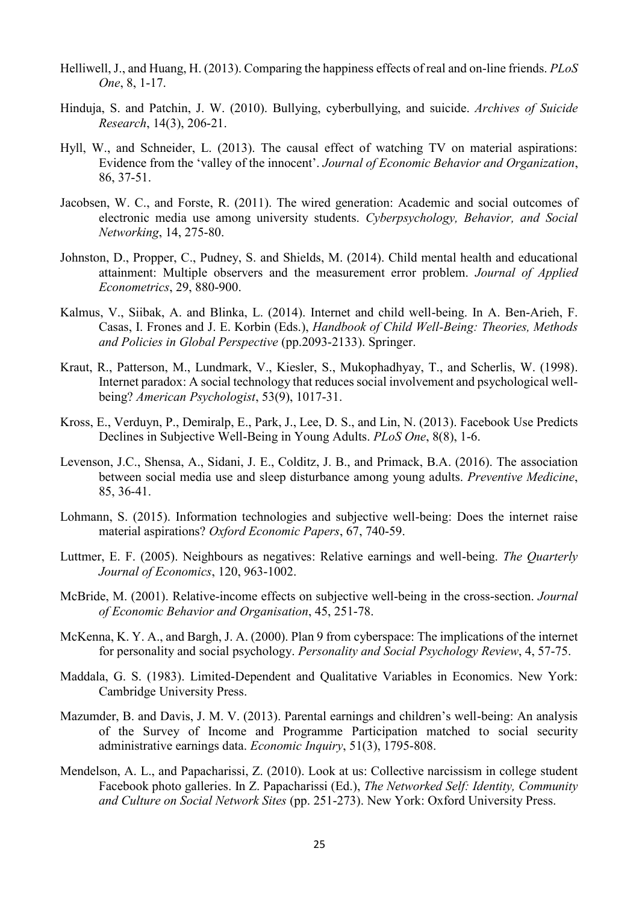Helliwell, J., and Huang, H. (2013). Comparing the happiness effects of real and on-line friends. *PLoS One*, 8, 1-17.

Hinduja, S. and Patchin, J. W. (2010). Bullying, cyberbullying, and suicide. *Archives of Suicide Research*, 14(3), 206-21.

Hyll, W., and Schneider, L. (2013). The causal effect of watching TV on material aspirations: Evidence from the 'valley of the innocent'. *Journal of Economic Behavior and Organization*, 86, 37-51.

Jacobsen, W. C., and Forste, R. (2011). The wired generation: Academic and social outcomes of electronic media use among university students. *Cyberpsychology, Behavior, and Social Networking*, 14, 275-80.

Johnston, D., Propper, C., Pudney, S. and Shields, M. (2014). Child mental health and educational attainment: Multiple observers and the measurement error problem. *Journal of Applied Econometrics*, 29, 880-900.

Kalmus, V., Siibak, A. and Blinka, L. (2014). Internet and child well-being. In A. Ben-Arieh, F. Casas, I. Frones and J. E. Korbin (Eds.), *Handbook of Child Well-Being: Theories, Methods and Policies in Global Perspective* (pp.2093-2133). Springer.

Kraut, R., Patterson, M., Lundmark, V., Kiesler, S., Mukophadhyay, T., and Scherlis, W. (1998). Internet paradox: A social technology that reduces social involvement and psychological well-being? *American Psychologist*, 53(9), 1017-31.

Kross, E., Verduyn, P., Demiralp, E., Park, J., Lee, D. S., and Lin, N. (2013). Facebook Use Predicts Declines in Subjective Well-Being in Young Adults. *PLoS One*, 8(8), 1-6.

Levenson, J.C., Shensa, A., Sidani, J. E., Colditz, J. B., and Primack, B.A. (2016). The association between social media use and sleep disturbance among young adults. *Preventive Medicine*, 85, 36-41.

Lohmann, S. (2015). Information technologies and subjective well-being: Does the internet raise material aspirations? *Oxford Economic Papers*, 67, 740-59.

Luttmer, E. F. (2005). Neighbours as negatives: Relative earnings and well-being. *The Quarterly Journal of Economics*, 120, 963-1002.

McBride, M. (2001). Relative-income effects on subjective well-being in the cross-section. *Journal of Economic Behavior and Organisation*, 45, 251-78.

McKenna, K. Y. A., and Bargh, J. A. (2000). Plan 9 from cyberspace: The implications of the internet for personality and social psychology. *Personality and Social Psychology Review*, 4, 57-75.

Maddala, G. S. (1983). Limited-Dependent and Qualitative Variables in Economics. New York: Cambridge University Press.

Mazumder, B. and Davis, J. M. V. (2013). Parental earnings and children's well-being: An analysis of the Survey of Income and Programme Participation matched to social security administrative earnings data. *Economic Inquiry*, 51(3), 1795-808.

Mendelson, A. L., and Papacharissi, Z. (2010). Look at us: Collective narcissism in college student Facebook photo galleries. In Z. Papacharissi (Ed.), *The Networked Self: Identity, Community and Culture on Social Network Sites* (pp. 251-273). New York: Oxford University Press.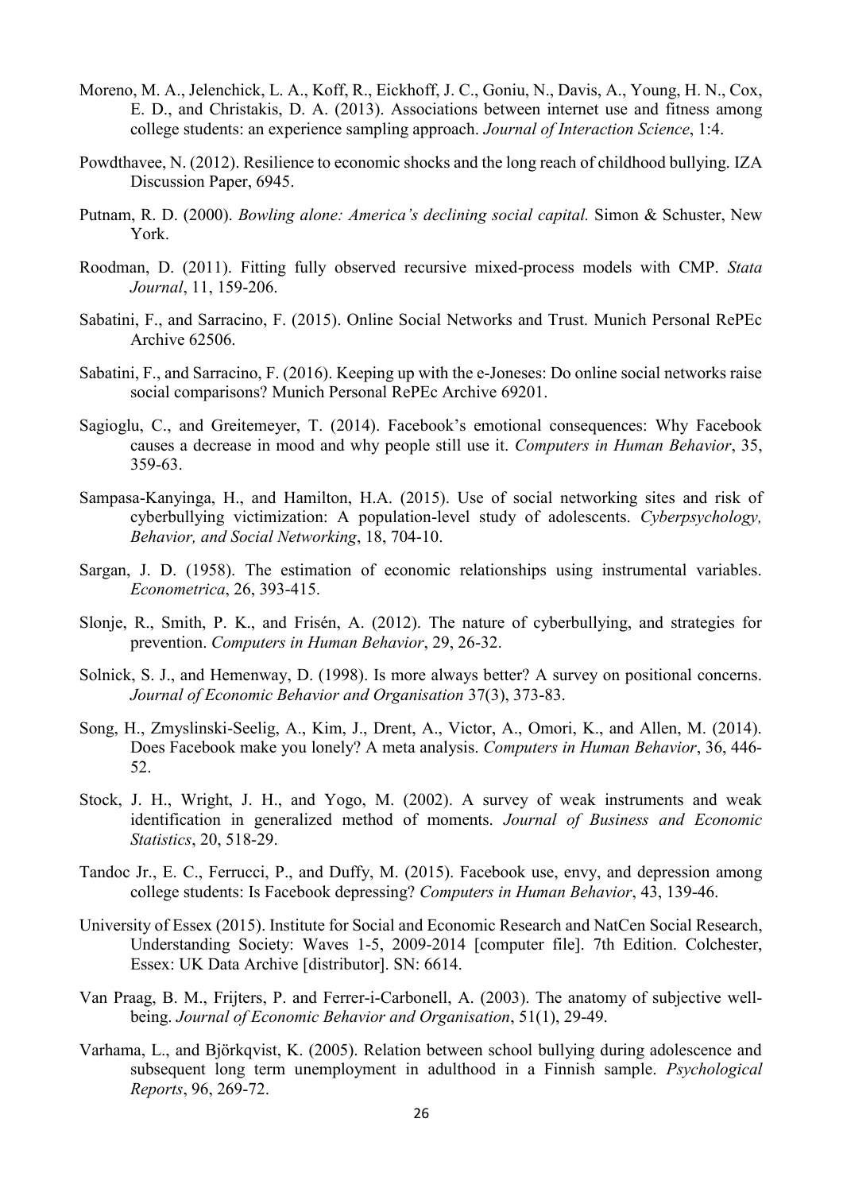Moreno, M. A., Jelenchick, L. A., Koff, R., Eickhoff, J. C., Goniu, N., Davis, A., Young, H. N., Cox, E. D., and Christakis, D. A. (2013). Associations between internet use and fitness among college students: an experience sampling approach. *Journal of Interaction Science*, 1:4.

Powdthavee, N. (2012). Resilience to economic shocks and the long reach of childhood bullying. IZA Discussion Paper, 6945.

Putnam, R. D. (2000). *Bowling alone: America's declining social capital.* Simon & Schuster, New York.

Roodman, D. (2011). Fitting fully observed recursive mixed-process models with CMP. *Stata Journal*, 11, 159-206.

Sabatini, F., and Sarracino, F. (2015). Online Social Networks and Trust. Munich Personal RePEc Archive 62506.

Sabatini, F., and Sarracino, F. (2016). Keeping up with the e-Joneses: Do online social networks raise social comparisons? Munich Personal RePEc Archive 69201.

Sagioglu, C., and Greitemeyer, T. (2014). Facebook's emotional consequences: Why Facebook causes a decrease in mood and why people still use it. *Computers in Human Behavior*, 35, 359-63.

Sampasa-Kanyinga, H., and Hamilton, H.A. (2015). Use of social networking sites and risk of cyberbullying victimization: A population-level study of adolescents. *Cyberpsychology, Behavior, and Social Networking*, 18, 704-10.

Sargan, J. D. (1958). The estimation of economic relationships using instrumental variables. *Econometrica*, 26, 393-415.

Slonje, R., Smith, P. K., and Frisén, A. (2012). The nature of cyberbullying, and strategies for prevention. *Computers in Human Behavior*, 29, 26-32.

Solnick, S. J., and Hemenway, D. (1998). Is more always better? A survey on positional concerns. *Journal of Economic Behavior and Organisation* 37(3), 373-83.

Song, H., Zmyslinski-Seelig, A., Kim, J., Drent, A., Victor, A., Omori, K., and Allen, M. (2014). Does Facebook make you lonely? A meta analysis. *Computers in Human Behavior*, 36, 446-52.

Stock, J. H., Wright, J. H., and Yogo, M. (2002). A survey of weak instruments and weak identification in generalized method of moments. *Journal of Business and Economic Statistics*, 20, 518-29.

Tandoc Jr., E. C., Ferrucci, P., and Duffy, M. (2015). Facebook use, envy, and depression among college students: Is Facebook depressing? *Computers in Human Behavior*, 43, 139-46.

University of Essex (2015). Institute for Social and Economic Research and NatCen Social Research, Understanding Society: Waves 1-5, 2009-2014 [computer file]. 7th Edition. Colchester, Essex: UK Data Archive [distributor]. SN: 6614.

Van Praag, B. M., Frijters, P. and Ferrer-i-Carbonell, A. (2003). The anatomy of subjective well-being. *Journal of Economic Behavior and Organisation*, 51(1), 29-49.

Varhama, L., and Björkqvist, K. (2005). Relation between school bullying during adolescence and subsequent long term unemployment in adulthood in a Finnish sample. *Psychological Reports*, 96, 269-72.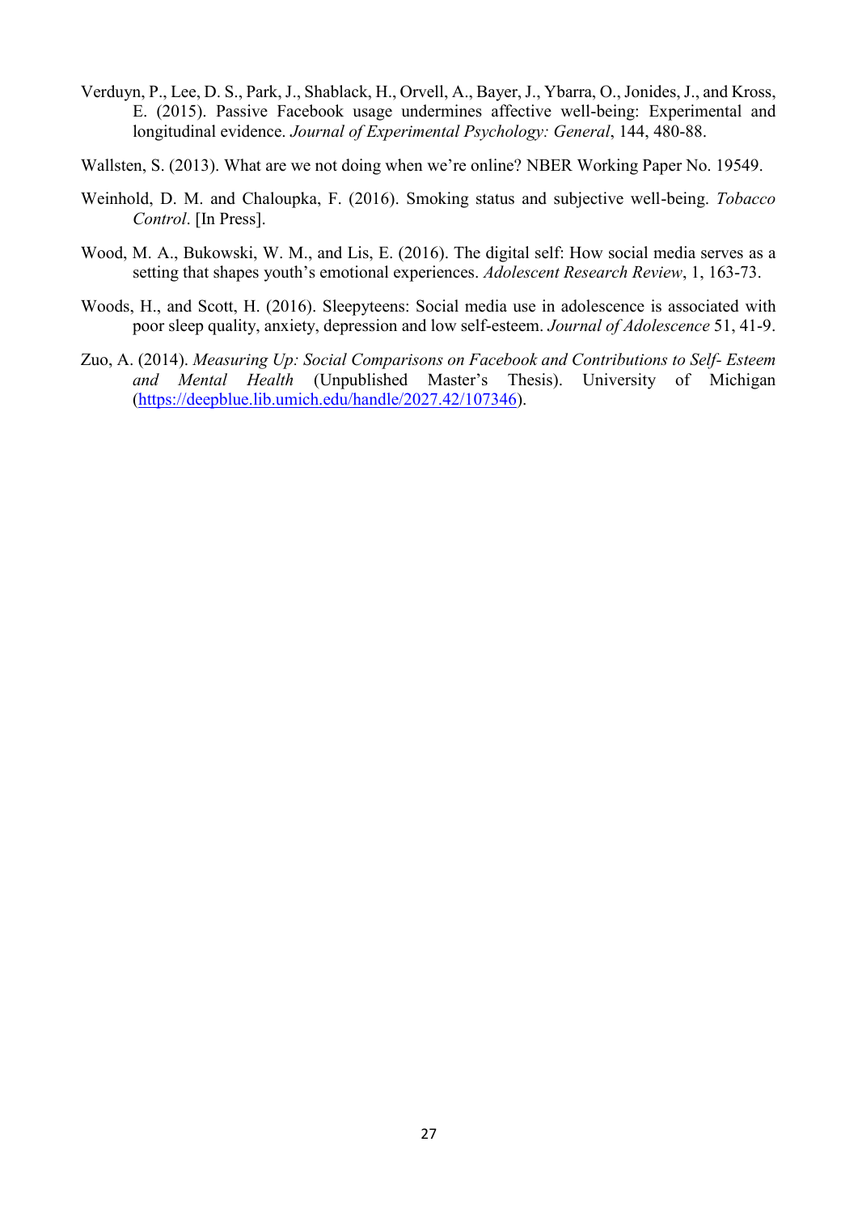Verduyn, P., Lee, D. S., Park, J., Shablack, H., Orvell, A., Bayer, J., Ybarra, O., Jonides, J., and Kross, E. (2015). Passive Facebook usage undermines affective well-being: Experimental and longitudinal evidence. *Journal of Experimental Psychology: General*, 144, 480-88.

Wallsten, S. (2013). What are we not doing when we're online? NBER Working Paper No. 19549.

Weinhold, D. M. and Chaloupka, F. (2016). Smoking status and subjective well-being. *Tobacco Control*. [In Press].

Wood, M. A., Bukowski, W. M., and Lis, E. (2016). The digital self: How social media serves as a setting that shapes youth's emotional experiences. *Adolescent Research Review*, 1, 163-73.

Woods, H., and Scott, H. (2016). Sleepyteens: Social media use in adolescence is associated with poor sleep quality, anxiety, depression and low self-esteem. *Journal of Adolescence* 51, 41-9.

Zuo, A. (2014). *Measuring Up: Social Comparisons on Facebook and Contributions to Self- Esteem and Mental Health* (Unpublished Master's Thesis). University of Michigan (https://deepblue.lib.umich.edu/handle/2027.42/107346).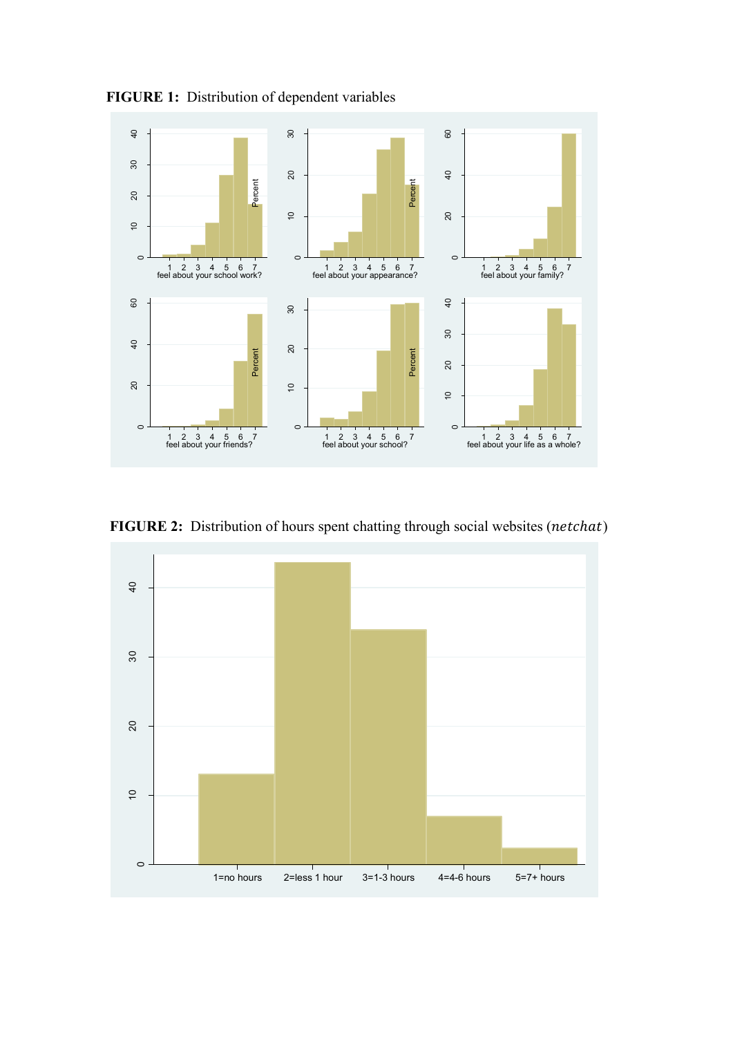**FIGURE 1:** Distribution of dependent variables

**FIGURE 2:** Distribution of hours spent chatting through social websites ($netchat$)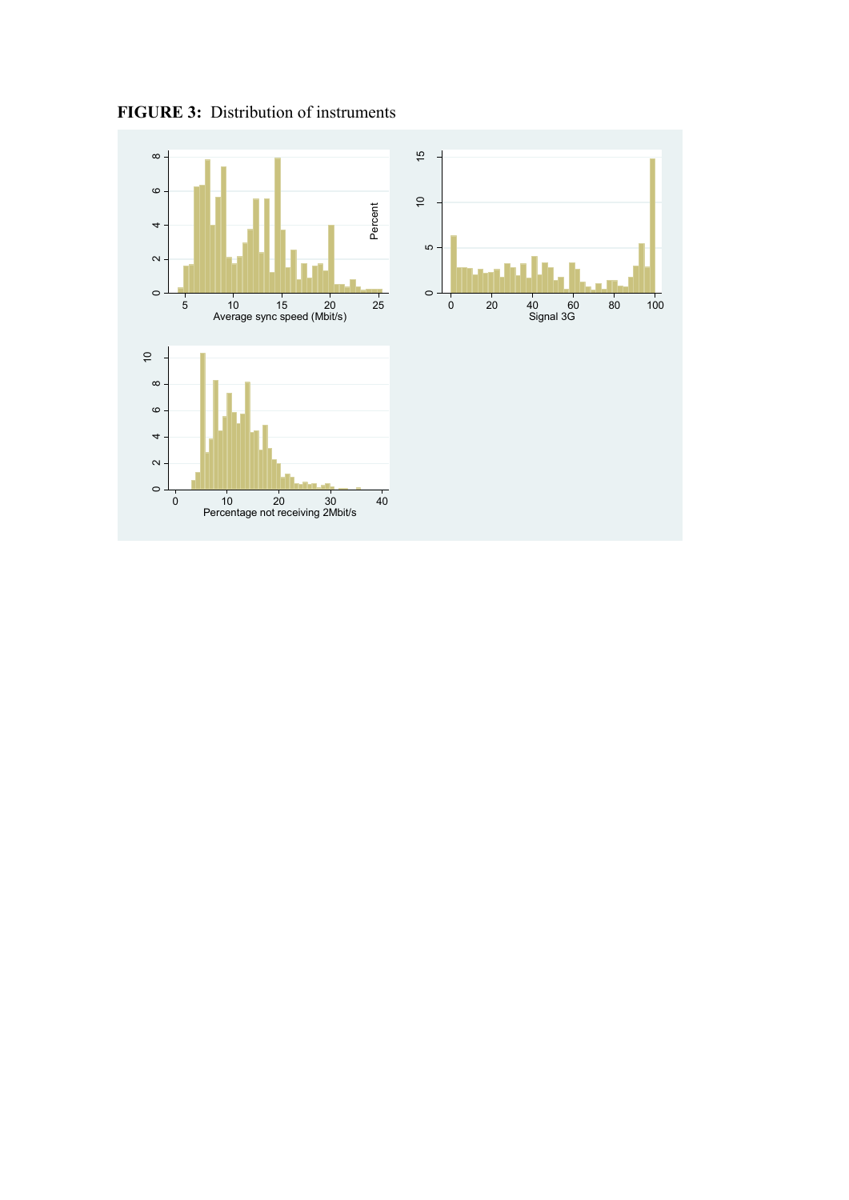**FIGURE 3:** Distribution of instruments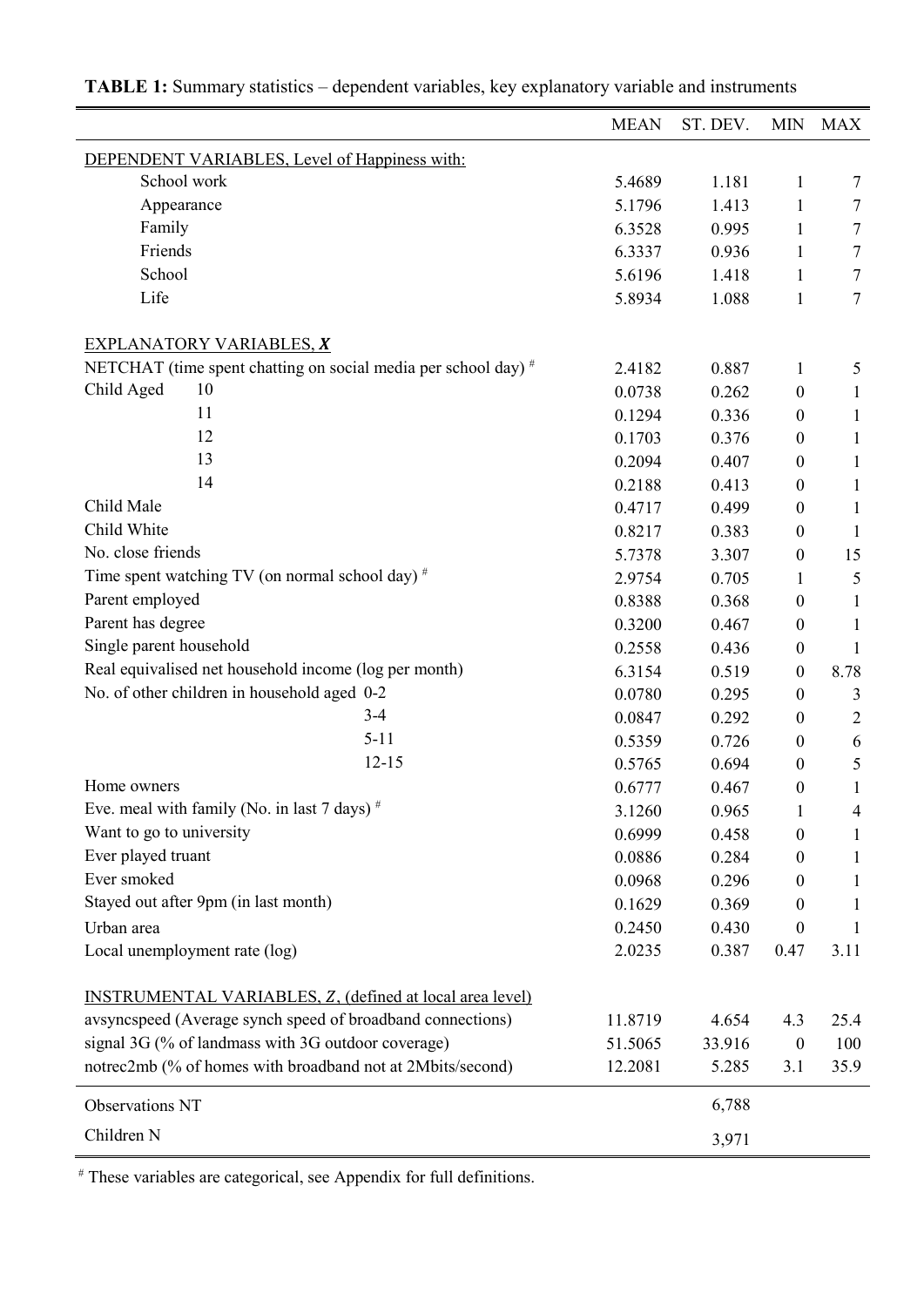**TABLE 1:** Summary statistics – dependent variables, key explanatory variable and instruments

| | MEAN | ST. DEV. | MIN | MAX |
|---|---|---|---|---|
| DEPENDENT VARIABLES, Level of Happiness with: | | | | |
| School work | 5.4689 | 1.181 | 1 | 7 |
| Appearance | 5.1796 | 1.413 | 1 | 7 |
| Family | 6.3528 | 0.995 | 1 | 7 |
| Friends | 6.3337 | 0.936 | 1 | 7 |
| School | 5.6196 | 1.418 | 1 | 7 |
| Life | 5.8934 | 1.088 | 1 | 7 |
| EXPLANATORY VARIABLES, ***X*** | | | | |
| NETCHAT (time spent chatting on social media per school day) # | 2.4182 | 0.887 | 1 | 5 |
| Child Aged 10 | 0.0738 | 0.262 | 0 | 1 |
| 11 | 0.1294 | 0.336 | 0 | 1 |
| 12 | 0.1703 | 0.376 | 0 | 1 |
| 13 | 0.2094 | 0.407 | 0 | 1 |
| 14 | 0.2188 | 0.413 | 0 | 1 |
| Child Male | 0.4717 | 0.499 | 0 | 1 |
| Child White | 0.8217 | 0.383 | 0 | 1 |
| No. close friends | 5.7378 | 3.307 | 0 | 15 |
| Time spent watching TV (on normal school day) # | 2.9754 | 0.705 | 1 | 5 |
| Parent employed | 0.8388 | 0.368 | 0 | 1 |
| Parent has degree | 0.3200 | 0.467 | 0 | 1 |
| Single parent household | 0.2558 | 0.436 | 0 | 1 |
| Real equivalised net household income (log per month) | 6.3154 | 0.519 | 0 | 8.78 |
| No. of other children in household aged 0-2 | 0.0780 | 0.295 | 0 | 3 |
| 3-4 | 0.0847 | 0.292 | 0 | 2 |
| 5-11 | 0.5359 | 0.726 | 0 | 6 |
| 12-15 | 0.5765 | 0.694 | 0 | 5 |
| Home owners | 0.6777 | 0.467 | 0 | 1 |
| Eve. meal with family (No. in last 7 days) # | 3.1260 | 0.965 | 1 | 4 |
| Want to go to university | 0.6999 | 0.458 | 0 | 1 |
| Ever played truant | 0.0886 | 0.284 | 0 | 1 |
| Ever smoked | 0.0968 | 0.296 | 0 | 1 |
| Stayed out after 9pm (in last month) | 0.1629 | 0.369 | 0 | 1 |
| Urban area | 0.2450 | 0.430 | 0 | 1 |
| Local unemployment rate (log) | 2.0235 | 0.387 | 0.47 | 3.11 |
| INSTRUMENTAL VARIABLES, *Z*, (defined at local area level) | | | | |
| avsyncspeed (Average synch speed of broadband connections) | 11.8719 | 4.654 | 4.3 | 25.4 |
| signal 3G (% of landmass with 3G outdoor coverage) | 51.5065 | 33.916 | 0 | 100 |
| notrec2mb (% of homes with broadband not at 2Mbits/second) | 12.2081 | 5.285 | 3.1 | 35.9 |
| Observations NT | | 6,788 | | |
| Children N | | 3,971 | | |

# These variables are categorical, see Appendix for full definitions.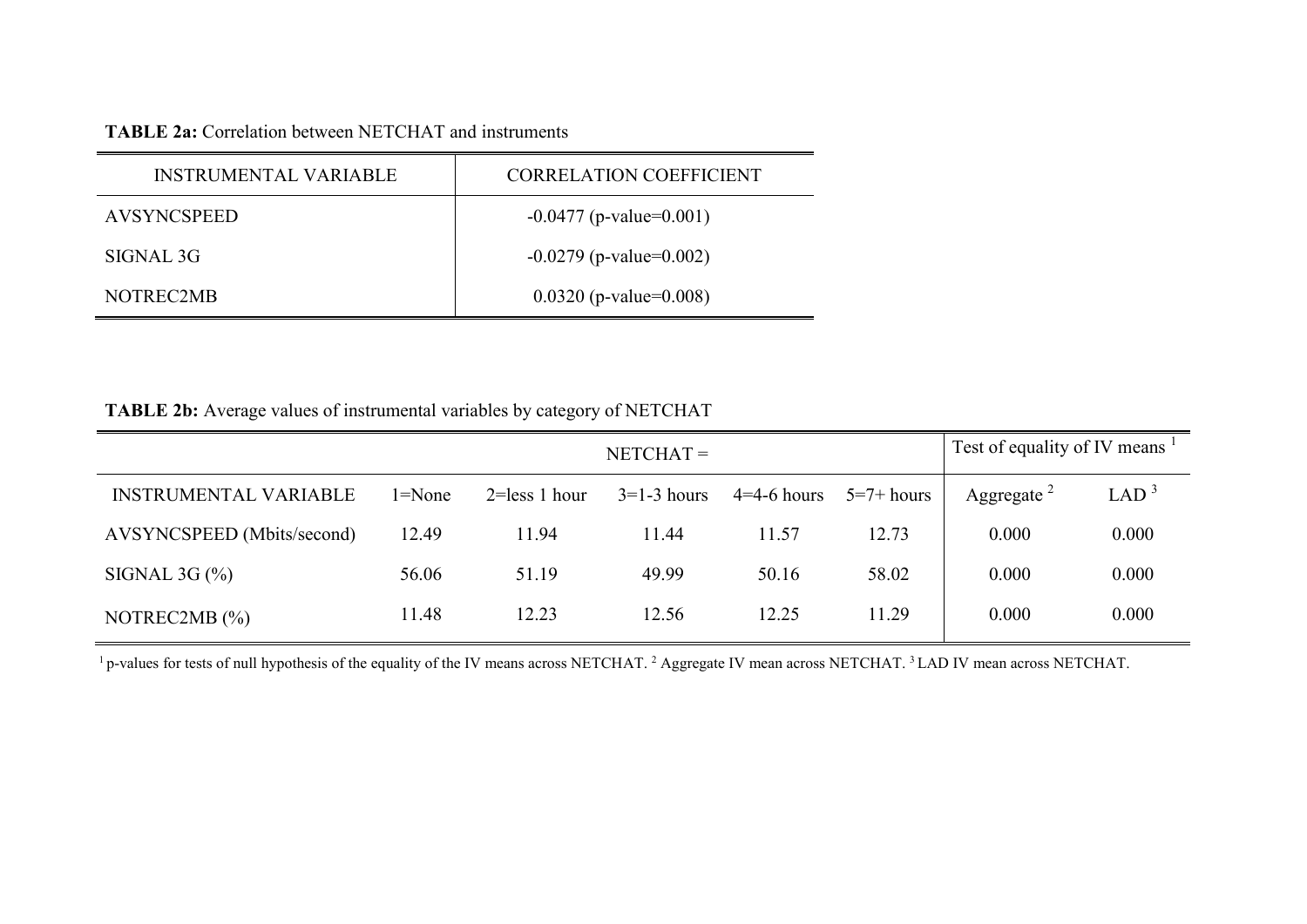**TABLE 2a:** Correlation between NETCHAT and instruments

| INSTRUMENTAL VARIABLE | CORRELATION COEFFICIENT |
|---|---|
| AVSYNCSPEED | -0.0477 (p-value=0.001) |
| SIGNAL 3G | -0.0279 (p-value=0.002) |
| NOTREC2MB | 0.0320 (p-value=0.008) |

**TABLE 2b:** Average values of instrumental variables by category of NETCHAT

| | NETCHAT = | | | | | Test of equality of IV means [1] | |
|---|---|---|---|---|---|---|---|
| INSTRUMENTAL VARIABLE | 1=None | 2=less 1 hour | 3=1-3 hours | 4=4-6 hours | 5=7+ hours | Aggregate [2] | LAD [3] |
| AVSYNCSPEED (Mbits/second) | 12.49 | 11.94 | 11.44 | 11.57 | 12.73 | 0.000 | 0.000 |
| SIGNAL 3G (%) | 56.06 | 51.19 | 49.99 | 50.16 | 58.02 | 0.000 | 0.000 |
| NOTREC2MB (%) | 11.48 | 12.23 | 12.56 | 12.25 | 11.29 | 0.000 | 0.000 |

[1] p-values for tests of null hypothesis of the equality of the IV means across NETCHAT. [2] Aggregate IV mean across NETCHAT. [3] LAD IV mean across NETCHAT.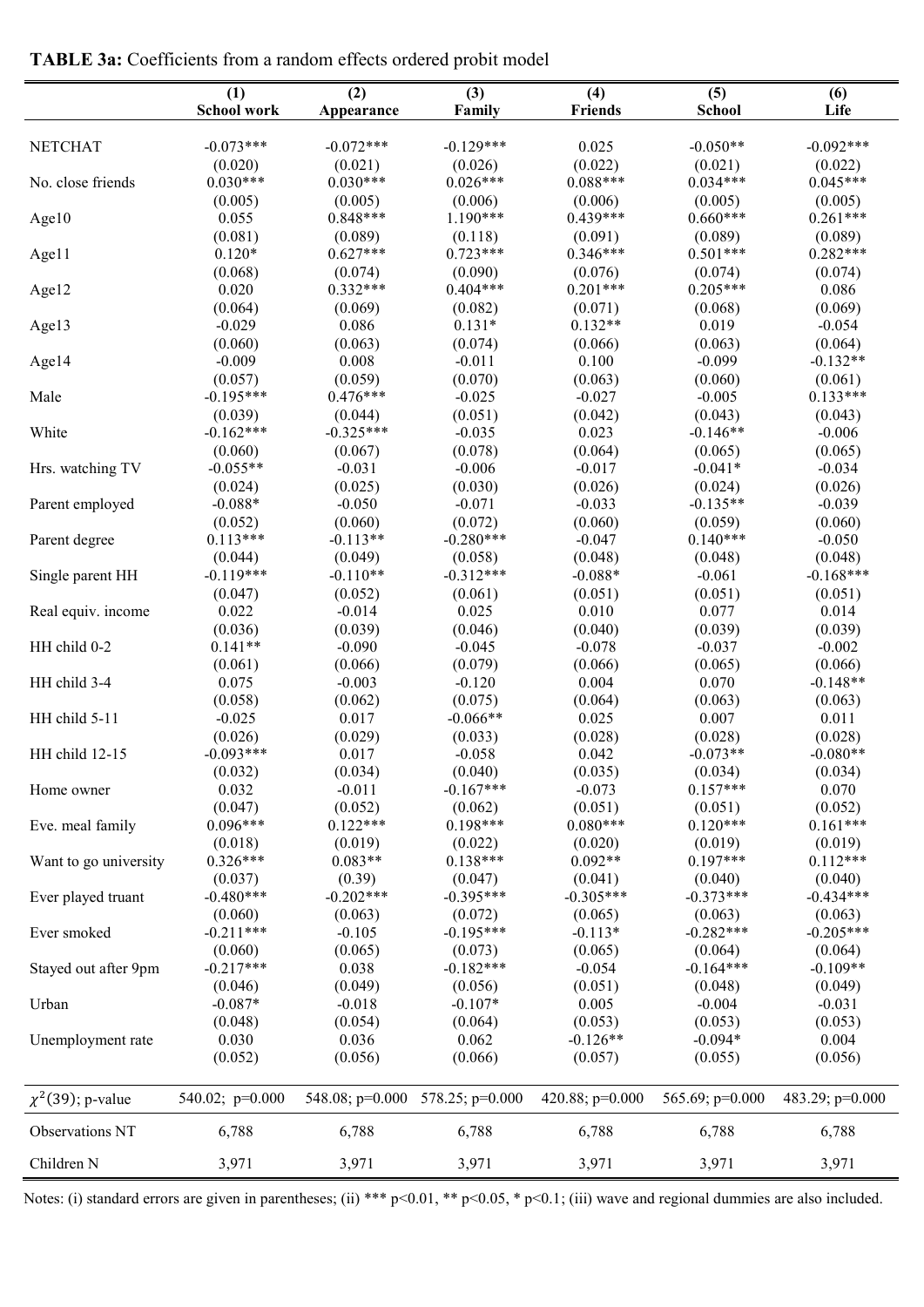**TABLE 3a:** Coefficients from a random effects ordered probit model

| | (1) School work | (2) Appearance | (3) Family | (4) Friends | (5) School | (6) Life |
|---|---|---|---|---|---|---|
| NETCHAT | -0.073*** | -0.072*** | -0.129*** | 0.025 | -0.050** | -0.092*** |
| | (0.020) | (0.021) | (0.026) | (0.022) | (0.021) | (0.022) |
| No. close friends | 0.030*** | 0.030*** | 0.026*** | 0.088*** | 0.034*** | 0.045*** |
| | (0.005) | (0.005) | (0.006) | (0.006) | (0.005) | (0.005) |
| Age10 | 0.055 | 0.848*** | 1.190*** | 0.439*** | 0.660*** | 0.261*** |
| | (0.081) | (0.089) | (0.118) | (0.091) | (0.089) | (0.089) |
| Age11 | 0.120* | 0.627*** | 0.723*** | 0.346*** | 0.501*** | 0.282*** |
| | (0.068) | (0.074) | (0.090) | (0.076) | (0.074) | (0.074) |
| Age12 | 0.020 | 0.332*** | 0.404*** | 0.201*** | 0.205*** | 0.086 |
| | (0.064) | (0.069) | (0.082) | (0.071) | (0.068) | (0.069) |
| Age13 | -0.029 | 0.086 | 0.131* | 0.132** | 0.019 | -0.054 |
| | (0.060) | (0.063) | (0.074) | (0.066) | (0.063) | (0.064) |
| Age14 | -0.009 | 0.008 | -0.011 | 0.100 | -0.099 | -0.132** |
| | (0.057) | (0.059) | (0.070) | (0.063) | (0.060) | (0.061) |
| Male | -0.195*** | 0.476*** | -0.025 | -0.027 | -0.005 | 0.133*** |
| | (0.039) | (0.044) | (0.051) | (0.042) | (0.043) | (0.043) |
| White | -0.162*** | -0.325*** | -0.035 | 0.023 | -0.146** | -0.006 |
| | (0.060) | (0.067) | (0.078) | (0.064) | (0.065) | (0.065) |
| Hrs. watching TV | -0.055** | -0.031 | -0.006 | -0.017 | -0.041* | -0.034 |
| | (0.024) | (0.025) | (0.030) | (0.026) | (0.024) | (0.026) |
| Parent employed | -0.088* | -0.050 | -0.071 | -0.033 | -0.135** | -0.039 |
| | (0.052) | (0.060) | (0.072) | (0.060) | (0.059) | (0.060) |
| Parent degree | 0.113*** | -0.113** | -0.280*** | -0.047 | 0.140*** | -0.050 |
| | (0.044) | (0.049) | (0.058) | (0.048) | (0.048) | (0.048) |
| Single parent HH | -0.119*** | -0.110** | -0.312*** | -0.088* | -0.061 | -0.168*** |
| | (0.047) | (0.052) | (0.061) | (0.051) | (0.051) | (0.051) |
| Real equiv. income | 0.022 | -0.014 | 0.025 | 0.010 | 0.077 | 0.014 |
| | (0.036) | (0.039) | (0.046) | (0.040) | (0.039) | (0.039) |
| HH child 0-2 | 0.141** | -0.090 | -0.045 | -0.078 | -0.037 | -0.002 |
| | (0.061) | (0.066) | (0.079) | (0.066) | (0.065) | (0.066) |
| HH child 3-4 | 0.075 | -0.003 | -0.120 | 0.004 | 0.070 | -0.148** |
| | (0.058) | (0.062) | (0.075) | (0.064) | (0.063) | (0.063) |
| HH child 5-11 | -0.025 | 0.017 | -0.066** | 0.025 | 0.007 | 0.011 |
| | (0.026) | (0.029) | (0.033) | (0.028) | (0.028) | (0.028) |
| HH child 12-15 | -0.093*** | 0.017 | -0.058 | 0.042 | -0.073** | -0.080** |
| | (0.032) | (0.034) | (0.040) | (0.035) | (0.034) | (0.034) |
| Home owner | 0.032 | -0.011 | -0.167*** | -0.073 | 0.157*** | 0.070 |
| | (0.047) | (0.052) | (0.062) | (0.051) | (0.051) | (0.052) |
| Eve. meal family | 0.096*** | 0.122*** | 0.198*** | 0.080*** | 0.120*** | 0.161*** |
| | (0.018) | (0.019) | (0.022) | (0.020) | (0.019) | (0.019) |
| Want to go university | 0.326*** | 0.083** | 0.138*** | 0.092** | 0.197*** | 0.112*** |
| | (0.037) | (0.39) | (0.047) | (0.041) | (0.040) | (0.040) |
| Ever played truant | -0.480*** | -0.202*** | -0.395*** | -0.305*** | -0.373*** | -0.434*** |
| | (0.060) | (0.063) | (0.072) | (0.065) | (0.063) | (0.063) |
| Ever smoked | -0.211*** | -0.105 | -0.195*** | -0.113* | -0.282*** | -0.205*** |
| | (0.060) | (0.065) | (0.073) | (0.065) | (0.064) | (0.064) |
| Stayed out after 9pm | -0.217*** | 0.038 | -0.182*** | -0.054 | -0.164*** | -0.109** |
| | (0.046) | (0.049) | (0.056) | (0.051) | (0.048) | (0.049) |
| Urban | -0.087* | -0.018 | -0.107* | 0.005 | -0.004 | -0.031 |
| | (0.048) | (0.054) | (0.064) | (0.053) | (0.053) | (0.053) |
| Unemployment rate | 0.030 | 0.036 | 0.062 | -0.126** | -0.094* | 0.004 |
| | (0.052) | (0.056) | (0.066) | (0.057) | (0.055) | (0.056) |
| $\chi^2(39)$; p-value | 540.02; p=0.000 | 548.08; p=0.000 | 578.25; p=0.000 | 420.88; p=0.000 | 565.69; p=0.000 | 483.29; p=0.000 |
| Observations NT | 6,788 | 6,788 | 6,788 | 6,788 | 6,788 | 6,788 |
| Children N | 3,971 | 3,971 | 3,971 | 3,971 | 3,971 | 3,971 |

Notes: (i) standard errors are given in parentheses; (ii) *** p<0.01, ** p<0.05, * p<0.1; (iii) wave and regional dummies are also included.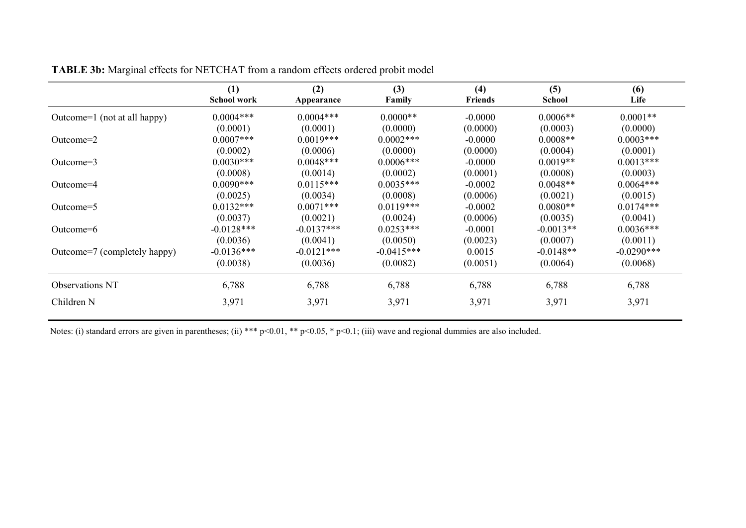**TABLE 3b:** Marginal effects for NETCHAT from a random effects ordered probit model

| | (1) School work | (2) Appearance | (3) Family | (4) Friends | (5) School | (6) Life |
|---|---|---|---|---|---|---|
| Outcome=1 (not at all happy) | 0.0004*** | 0.0004*** | 0.0000** | -0.0000 | 0.0006** | 0.0001** |
| | (0.0001) | (0.0001) | (0.0000) | (0.0000) | (0.0003) | (0.0000) |
| Outcome=2 | 0.0007*** | 0.0019*** | 0.0002*** | -0.0000 | 0.0008** | 0.0003*** |
| | (0.0002) | (0.0006) | (0.0000) | (0.0000) | (0.0004) | (0.0001) |
| Outcome=3 | 0.0030*** | 0.0048*** | 0.0006*** | -0.0000 | 0.0019** | 0.0013*** |
| | (0.0008) | (0.0014) | (0.0002) | (0.0001) | (0.0008) | (0.0003) |
| Outcome=4 | 0.0090*** | 0.0115*** | 0.0035*** | -0.0002 | 0.0048** | 0.0064*** |
| | (0.0025) | (0.0034) | (0.0008) | (0.0006) | (0.0021) | (0.0015) |
| Outcome=5 | 0.0132*** | 0.0071*** | 0.0119*** | -0.0002 | 0.0080** | 0.0174*** |
| | (0.0037) | (0.0021) | (0.0024) | (0.0006) | (0.0035) | (0.0041) |
| Outcome=6 | -0.0128*** | -0.0137*** | 0.0253*** | -0.0001 | -0.0013** | 0.0036*** |
| | (0.0036) | (0.0041) | (0.0050) | (0.0023) | (0.0007) | (0.0011) |
| Outcome=7 (completely happy) | -0.0136*** | -0.0121*** | -0.0415*** | 0.0015 | -0.0148** | -0.0290*** |
| | (0.0038) | (0.0036) | (0.0082) | (0.0051) | (0.0064) | (0.0068) |
| Observations NT | 6,788 | 6,788 | 6,788 | 6,788 | 6,788 | 6,788 |
| Children N | 3,971 | 3,971 | 3,971 | 3,971 | 3,971 | 3,971 |

Notes: (i) standard errors are given in parentheses; (ii) *** p<0.01, ** p<0.05, * p<0.1; (iii) wave and regional dummies are also included.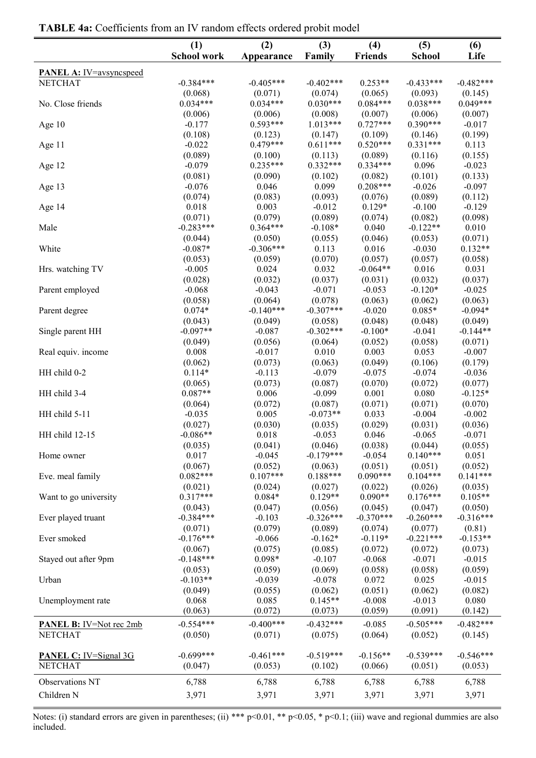**TABLE 4a:** Coefficients from an IV random effects ordered probit model

| | (1) School work | (2) Appearance | (3) Family | (4) Friends | (5) School | (6) Life |
|---|---|---|---|---|---|---|
| PANEL A: IV=avsyncspeed | | | | | | |
| NETCHAT | -0.384*** | -0.405*** | -0.402*** | 0.253** | -0.433*** | -0.482*** |
| | (0.068) | (0.071) | (0.074) | (0.065) | (0.093) | (0.145) |
| No. Close friends | 0.034*** | 0.034*** | 0.030*** | 0.084*** | 0.038*** | 0.049*** |
| | (0.006) | (0.006) | (0.008) | (0.007) | (0.006) | (0.007) |
| Age 10 | -0.177 | 0.593*** | 1.013*** | 0.727*** | 0.390*** | -0.017 |
| | (0.108) | (0.123) | (0.147) | (0.109) | (0.146) | (0.199) |
| Age 11 | -0.022 | 0.479*** | 0.611*** | 0.520*** | 0.331*** | 0.113 |
| | (0.089) | (0.100) | (0.113) | (0.089) | (0.116) | (0.155) |
| Age 12 | -0.079 | 0.235*** | 0.332*** | 0.334*** | 0.096 | -0.023 |
| | (0.081) | (0.090) | (0.102) | (0.082) | (0.101) | (0.133) |
| Age 13 | -0.076 | 0.046 | 0.099 | 0.208*** | -0.026 | -0.097 |
| | (0.074) | (0.083) | (0.093) | (0.076) | (0.089) | (0.112) |
| Age 14 | 0.018 | 0.003 | -0.012 | 0.129* | -0.100 | -0.129 |
| | (0.071) | (0.079) | (0.089) | (0.074) | (0.082) | (0.098) |
| Male | -0.283*** | 0.364*** | -0.108* | 0.040 | -0.122** | 0.010 |
| | (0.044) | (0.050) | (0.055) | (0.046) | (0.053) | (0.071) |
| White | -0.087* | -0.306*** | 0.113 | 0.016 | -0.030 | 0.132** |
| | (0.053) | (0.059) | (0.070) | (0.057) | (0.057) | (0.058) |
| Hrs. watching TV | -0.005 | 0.024 | 0.032 | -0.064** | 0.016 | 0.031 |
| | (0.028) | (0.032) | (0.037) | (0.031) | (0.032) | (0.037) |
| Parent employed | -0.068 | -0.043 | -0.071 | -0.053 | -0.120* | -0.025 |
| | (0.058) | (0.064) | (0.078) | (0.063) | (0.062) | (0.063) |
| Parent degree | 0.074* | -0.140*** | -0.307*** | -0.020 | 0.085* | -0.094* |
| | (0.043) | (0.049) | (0.058) | (0.048) | (0.048) | (0.049) |
| Single parent HH | -0.097** | -0.087 | -0.302*** | -0.100* | -0.041 | -0.144** |
| | (0.049) | (0.056) | (0.064) | (0.052) | (0.058) | (0.071) |
| Real equiv. income | 0.008 | -0.017 | 0.010 | 0.003 | 0.053 | -0.007 |
| | (0.062) | (0.073) | (0.063) | (0.049) | (0.106) | (0.179) |
| HH child 0-2 | 0.114* | -0.113 | -0.079 | -0.075 | -0.074 | -0.036 |
| | (0.065) | (0.073) | (0.087) | (0.070) | (0.072) | (0.077) |
| HH child 3-4 | 0.087** | 0.006 | -0.099 | 0.001 | 0.080 | -0.125* |
| | (0.064) | (0.072) | (0.087) | (0.071) | (0.071) | (0.070) |
| HH child 5-11 | -0.035 | 0.005 | -0.073** | 0.033 | -0.004 | -0.002 |
| | (0.027) | (0.030) | (0.035) | (0.029) | (0.031) | (0.036) |
| HH child 12-15 | -0.086** | 0.018 | -0.053 | 0.046 | -0.065 | -0.071 |
| | (0.035) | (0.041) | (0.046) | (0.038) | (0.044) | (0.055) |
| Home owner | 0.017 | -0.045 | -0.179*** | -0.054 | 0.140*** | 0.051 |
| | (0.067) | (0.052) | (0.063) | (0.051) | (0.051) | (0.052) |
| Eve. meal family | 0.082*** | 0.107*** | 0.188*** | 0.090*** | 0.104*** | 0.141*** |
| | (0.021) | (0.024) | (0.027) | (0.022) | (0.026) | (0.035) |
| Want to go university | 0.317*** | 0.084* | 0.129** | 0.090** | 0.176*** | 0.105** |
| | (0.043) | (0.047) | (0.056) | (0.045) | (0.047) | (0.050) |
| Ever played truant | -0.384*** | -0.103 | -0.326*** | -0.370*** | -0.260*** | -0.316*** |
| | (0.071) | (0.079) | (0.089) | (0.074) | (0.077) | (0.81) |
| Ever smoked | -0.176*** | -0.066 | -0.162* | -0.119* | -0.221*** | -0.153** |
| | (0.067) | (0.075) | (0.085) | (0.072) | (0.072) | (0.073) |
| Stayed out after 9pm | -0.148*** | 0.098* | -0.107 | -0.068 | -0.071 | -0.015 |
| | (0.053) | (0.059) | (0.069) | (0.058) | (0.058) | (0.059) |
| Urban | -0.103** | -0.039 | -0.078 | 0.072 | 0.025 | -0.015 |
| | (0.049) | (0.055) | (0.062) | (0.051) | (0.062) | (0.082) |
| Unemployment rate | 0.068 | 0.085 | 0.145** | -0.008 | -0.013 | 0.080 |
| | (0.063) | (0.072) | (0.073) | (0.059) | (0.091) | (0.142) |
| PANEL B: IV=Not rec 2mb | | | | | | |
| NETCHAT | -0.554*** | -0.400*** | -0.432*** | -0.085 | -0.505*** | -0.482*** |
| | (0.050) | (0.071) | (0.075) | (0.064) | (0.052) | (0.145) |
| PANEL C: IV=Signal 3G | | | | | | |
| NETCHAT | -0.699*** | -0.461*** | -0.519*** | -0.156** | -0.539*** | -0.546*** |
| | (0.047) | (0.053) | (0.102) | (0.066) | (0.051) | (0.053) |
| Observations NT | 6,788 | 6,788 | 6,788 | 6,788 | 6,788 | 6,788 |
| Children N | 3,971 | 3,971 | 3,971 | 3,971 | 3,971 | 3,971 |

Notes: (i) standard errors are given in parentheses; (ii) *** p<0.01, ** p<0.05, * p<0.1; (iii) wave and regional dummies are also included.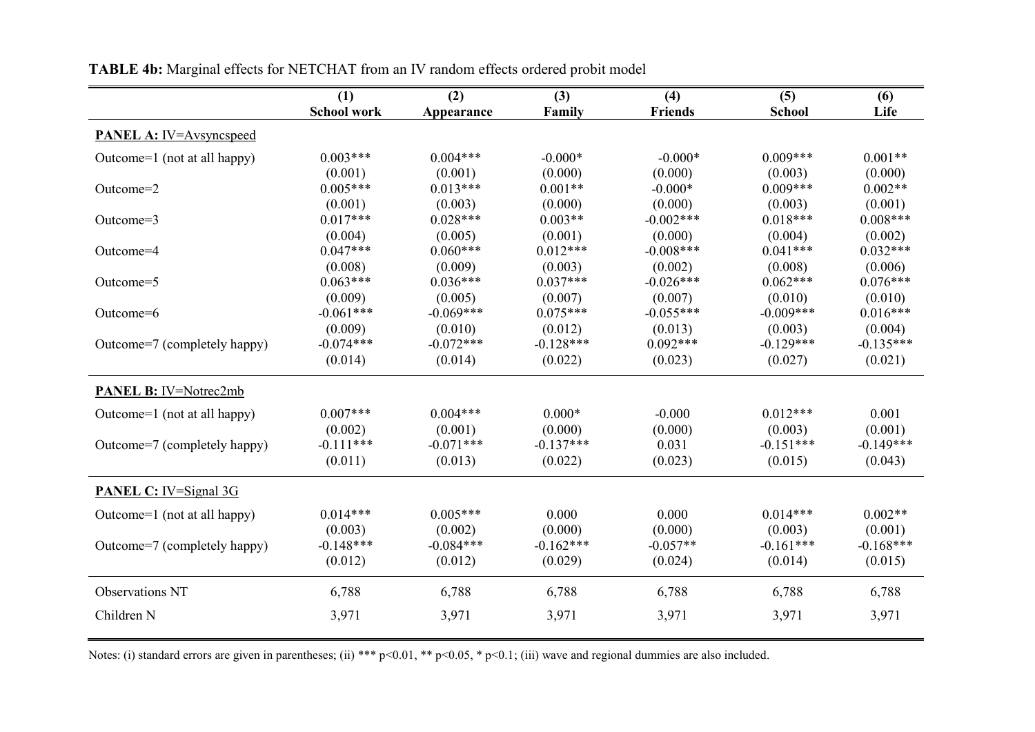**TABLE 4b:** Marginal effects for NETCHAT from an IV random effects ordered probit model

| | (1) School work | (2) Appearance | (3) Family | (4) Friends | (5) School | (6) Life |
|---|---|---|---|---|---|---|
| **PANEL A:** IV=Avsyncspeed | | | | | | |
| Outcome=1 (not at all happy) | 0.003*** | 0.004*** | -0.000* | -0.000* | 0.009*** | 0.001** |
| | (0.001) | (0.001) | (0.000) | (0.000) | (0.003) | (0.000) |
| Outcome=2 | 0.005*** | 0.013*** | 0.001** | -0.000* | 0.009*** | 0.002** |
| | (0.001) | (0.003) | (0.000) | (0.000) | (0.003) | (0.001) |
| Outcome=3 | 0.017*** | 0.028*** | 0.003** | -0.002*** | 0.018*** | 0.008*** |
| | (0.004) | (0.005) | (0.001) | (0.000) | (0.004) | (0.002) |
| Outcome=4 | 0.047*** | 0.060*** | 0.012*** | -0.008*** | 0.041*** | 0.032*** |
| | (0.008) | (0.009) | (0.003) | (0.002) | (0.008) | (0.006) |
| Outcome=5 | 0.063*** | 0.036*** | 0.037*** | -0.026*** | 0.062*** | 0.076*** |
| | (0.009) | (0.005) | (0.007) | (0.007) | (0.010) | (0.010) |
| Outcome=6 | -0.061*** | -0.069*** | 0.075*** | -0.055*** | -0.009*** | 0.016*** |
| | (0.009) | (0.010) | (0.012) | (0.013) | (0.003) | (0.004) |
| Outcome=7 (completely happy) | -0.074*** | -0.072*** | -0.128*** | 0.092*** | -0.129*** | -0.135*** |
| | (0.014) | (0.014) | (0.022) | (0.023) | (0.027) | (0.021) |
| **PANEL B:** IV=Notrec2mb | | | | | | |
| Outcome=1 (not at all happy) | 0.007*** | 0.004*** | 0.000* | -0.000 | 0.012*** | 0.001 |
| | (0.002) | (0.001) | (0.000) | (0.000) | (0.003) | (0.001) |
| Outcome=7 (completely happy) | -0.111*** | -0.071*** | -0.137*** | 0.031 | -0.151*** | -0.149*** |
| | (0.011) | (0.013) | (0.022) | (0.023) | (0.015) | (0.043) |
| **PANEL C:** IV=Signal 3G | | | | | | |
| Outcome=1 (not at all happy) | 0.014*** | 0.005*** | 0.000 | 0.000 | 0.014*** | 0.002** |
| | (0.003) | (0.002) | (0.000) | (0.000) | (0.003) | (0.001) |
| Outcome=7 (completely happy) | -0.148*** | -0.084*** | -0.162*** | -0.057** | -0.161*** | -0.168*** |
| | (0.012) | (0.012) | (0.029) | (0.024) | (0.014) | (0.015) |
| Observations NT | 6,788 | 6,788 | 6,788 | 6,788 | 6,788 | 6,788 |
| Children N | 3,971 | 3,971 | 3,971 | 3,971 | 3,971 | 3,971 |

Notes: (i) standard errors are given in parentheses; (ii) *** p<0.01, ** p<0.05, * p<0.1; (iii) wave and regional dummies are also included.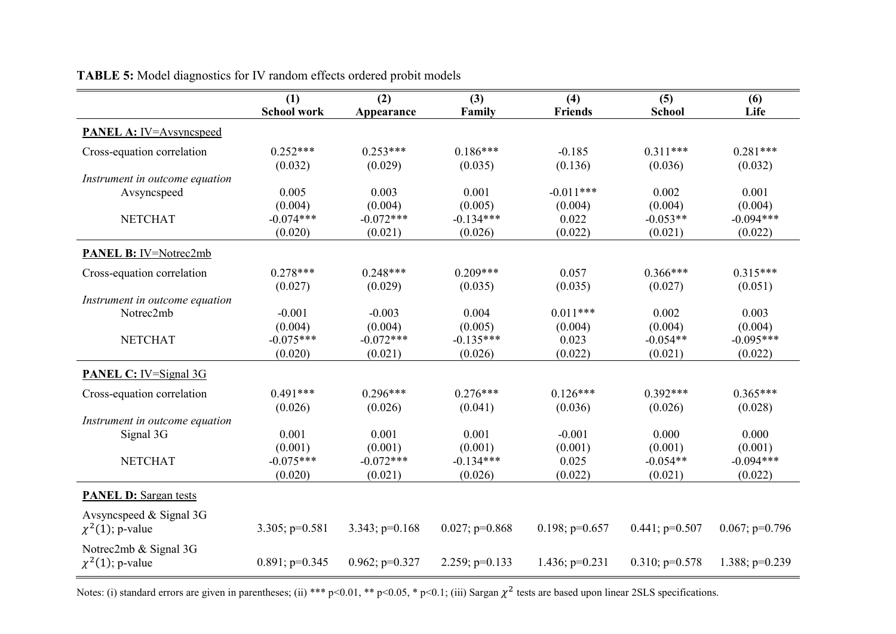**TABLE 5:** Model diagnostics for IV random effects ordered probit models

| | (1)<br>School work | (2)<br>Appearance | (3)<br>Family | (4)<br>Friends | (5)<br>School | (6)<br>Life |
|---|---|---|---|---|---|---|
| **PANEL A:** IV=Avsyncspeed | | | | | | |
| Cross-equation correlation | 0.252*** | 0.253*** | 0.186*** | -0.185 | 0.311*** | 0.281*** |
| | (0.032) | (0.029) | (0.035) | (0.136) | (0.036) | (0.032) |
| *Instrument in outcome equation* | | | | | | |
| Avsyncspeed | 0.005 | 0.003 | 0.001 | -0.011*** | 0.002 | 0.001 |
| | (0.004) | (0.004) | (0.005) | (0.004) | (0.004) | (0.004) |
| NETCHAT | -0.074*** | -0.072*** | -0.134*** | 0.022 | -0.053** | -0.094*** |
| | (0.020) | (0.021) | (0.026) | (0.022) | (0.021) | (0.022) |
| **PANEL B:** IV=Notrec2mb | | | | | | |
| Cross-equation correlation | 0.278*** | 0.248*** | 0.209*** | 0.057 | 0.366*** | 0.315*** |
| | (0.027) | (0.029) | (0.035) | (0.035) | (0.027) | (0.051) |
| *Instrument in outcome equation* | | | | | | |
| Notrec2mb | -0.001 | -0.003 | 0.004 | 0.011*** | 0.002 | 0.003 |
| | (0.004) | (0.004) | (0.005) | (0.004) | (0.004) | (0.004) |
| NETCHAT | -0.075*** | -0.072*** | -0.135*** | 0.023 | -0.054** | -0.095*** |
| | (0.020) | (0.021) | (0.026) | (0.022) | (0.021) | (0.022) |
| **PANEL C:** IV=Signal 3G | | | | | | |
| Cross-equation correlation | 0.491*** | 0.296*** | 0.276*** | 0.126*** | 0.392*** | 0.365*** |
| | (0.026) | (0.026) | (0.041) | (0.036) | (0.026) | (0.028) |
| *Instrument in outcome equation* | | | | | | |
| Signal 3G | 0.001 | 0.001 | 0.001 | -0.001 | 0.000 | 0.000 |
| | (0.001) | (0.001) | (0.001) | (0.001) | (0.001) | (0.001) |
| NETCHAT | -0.075*** | -0.072*** | -0.134*** | 0.025 | -0.054** | -0.094*** |
| | (0.020) | (0.021) | (0.026) | (0.022) | (0.021) | (0.022) |
| **PANEL D:** Sargan tests | | | | | | |
| Avsyncspeed & Signal 3G<br>$\chi^2(1)$; p-value | 3.305; p=0.581 | 3.343; p=0.168 | 0.027; p=0.868 | 0.198; p=0.657 | 0.441; p=0.507 | 0.067; p=0.796 |
| Notrec2mb & Signal 3G<br>$\chi^2(1)$; p-value | 0.891; p=0.345 | 0.962; p=0.327 | 2.259; p=0.133 | 1.436; p=0.231 | 0.310; p=0.578 | 1.388; p=0.239 |

Notes: (i) standard errors are given in parentheses; (ii) *** p<0.01, ** p<0.05, * p<0.1; (iii) Sargan $\chi^2$ tests are based upon linear 2SLS specifications.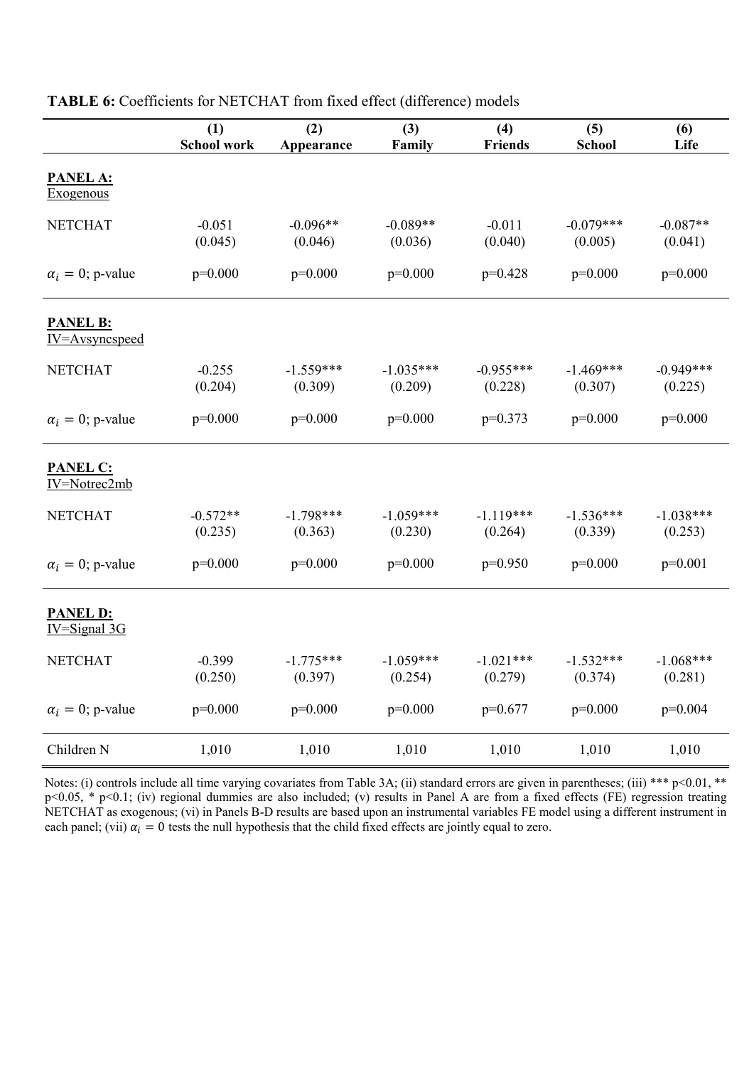**TABLE 6:** Coefficients for NETCHAT from fixed effect (difference) models

| | (1) School work | (2) Appearance | (3) Family | (4) Friends | (5) School | (6) Life |
|---|---|---|---|---|---|---|
| **PANEL A:** Exogenous | | | | | | |
| NETCHAT | -0.051 | -0.096** | -0.089** | -0.011 | -0.079*** | -0.087** |
| | (0.045) | (0.046) | (0.036) | (0.040) | (0.005) | (0.041) |
| $\alpha_i = 0$; p-value | p=0.000 | p=0.000 | p=0.000 | p=0.428 | p=0.000 | p=0.000 |
| **PANEL B:** IV=Avsyncspeed | | | | | | |
| NETCHAT | -0.255 | -1.559*** | -1.035*** | -0.955*** | -1.469*** | -0.949*** |
| | (0.204) | (0.309) | (0.209) | (0.228) | (0.307) | (0.225) |
| $\alpha_i = 0$; p-value | p=0.000 | p=0.000 | p=0.000 | p=0.373 | p=0.000 | p=0.000 |
| **PANEL C:** IV=Notrec2mb | | | | | | |
| NETCHAT | -0.572** | -1.798*** | -1.059*** | -1.119*** | -1.536*** | -1.038*** |
| | (0.235) | (0.363) | (0.230) | (0.264) | (0.339) | (0.253) |
| $\alpha_i = 0$; p-value | p=0.000 | p=0.000 | p=0.000 | p=0.950 | p=0.000 | p=0.001 |
| **PANEL D:** IV=Signal 3G | | | | | | |
| NETCHAT | -0.399 | -1.775*** | -1.059*** | -1.021*** | -1.532*** | -1.068*** |
| | (0.250) | (0.397) | (0.254) | (0.279) | (0.374) | (0.281) |
| $\alpha_i = 0$; p-value | p=0.000 | p=0.000 | p=0.000 | p=0.677 | p=0.000 | p=0.004 |
| Children N | 1,010 | 1,010 | 1,010 | 1,010 | 1,010 | 1,010 |

Notes: (i) controls include all time varying covariates from Table 3A; (ii) standard errors are given in parentheses; (iii) *** p<0.01, ** p<0.05, * p<0.1; (iv) regional dummies are also included; (v) results in Panel A are from a fixed effects (FE) regression treating NETCHAT as exogenous; (vi) in Panels B-D results are based upon an instrumental variables FE model using a different instrument in each panel; (vii) $\alpha_i = 0$ tests the null hypothesis that the child fixed effects are jointly equal to zero.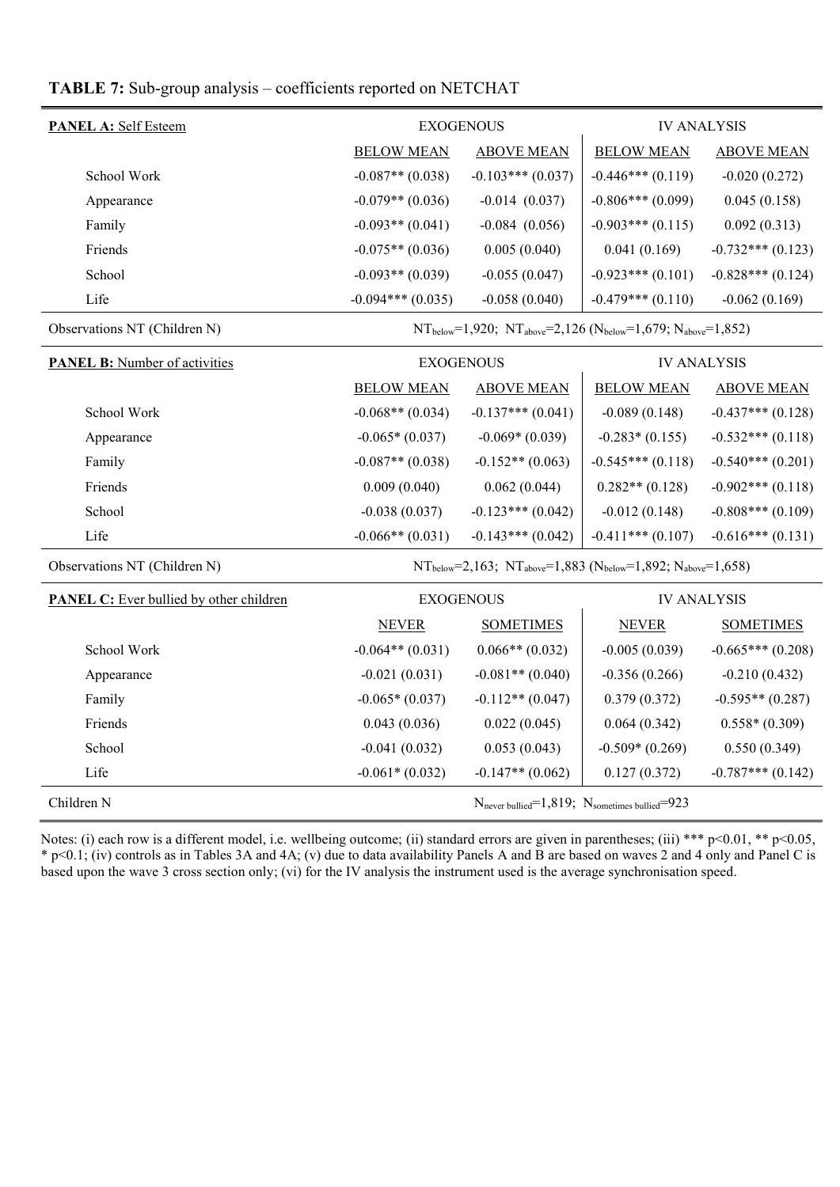**TABLE 7:** Sub-group analysis – coefficients reported on NETCHAT

| **PANEL A:** Self Esteem | EXOGENOUS | | IV ANALYSIS | |
|---|---|---|---|---|
| | BELOW MEAN | ABOVE MEAN | BELOW MEAN | ABOVE MEAN |
| School Work | -0.087** (0.038) | -0.103*** (0.037) | -0.446*** (0.119) | -0.020 (0.272) |
| Appearance | -0.079** (0.036) | -0.014 (0.037) | -0.806*** (0.099) | 0.045 (0.158) |
| Family | -0.093** (0.041) | -0.084 (0.056) | -0.903*** (0.115) | 0.092 (0.313) |
| Friends | -0.075** (0.036) | 0.005 (0.040) | 0.041 (0.169) | -0.732*** (0.123) |
| School | -0.093** (0.039) | -0.055 (0.047) | -0.923*** (0.101) | -0.828*** (0.124) |
| Life | -0.094*** (0.035) | -0.058 (0.040) | -0.479*** (0.110) | -0.062 (0.169) |
| Observations NT (Children N) | $NT_{below}$=1,920; $NT_{above}$=2,126 ($N_{below}$=1,679; $N_{above}$=1,852) | | | |
| **PANEL B:** Number of activities | EXOGENOUS | | IV ANALYSIS | |
| | BELOW MEAN | ABOVE MEAN | BELOW MEAN | ABOVE MEAN |
| School Work | -0.068** (0.034) | -0.137*** (0.041) | -0.089 (0.148) | -0.437*** (0.128) |
| Appearance | -0.065* (0.037) | -0.069* (0.039) | -0.283* (0.155) | -0.532*** (0.118) |
| Family | -0.087** (0.038) | -0.152** (0.063) | -0.545*** (0.118) | -0.540*** (0.201) |
| Friends | 0.009 (0.040) | 0.062 (0.044) | 0.282** (0.128) | -0.902*** (0.118) |
| School | -0.038 (0.037) | -0.123*** (0.042) | -0.012 (0.148) | -0.808*** (0.109) |
| Life | -0.066** (0.031) | -0.143*** (0.042) | -0.411*** (0.107) | -0.616*** (0.131) |
| Observations NT (Children N) | $NT_{below}$=2,163; $NT_{above}$=1,883 ($N_{below}$=1,892; $N_{above}$=1,658) | | | |
| **PANEL C:** Ever bullied by other children | EXOGENOUS | | IV ANALYSIS | |
| | NEVER | SOMETIMES | NEVER | SOMETIMES |
| School Work | -0.064** (0.031) | 0.066** (0.032) | -0.005 (0.039) | -0.665*** (0.208) |
| Appearance | -0.021 (0.031) | -0.081** (0.040) | -0.356 (0.266) | -0.210 (0.432) |
| Family | -0.065* (0.037) | -0.112** (0.047) | 0.379 (0.372) | -0.595** (0.287) |
| Friends | 0.043 (0.036) | 0.022 (0.045) | 0.064 (0.342) | 0.558* (0.309) |
| School | -0.041 (0.032) | 0.053 (0.043) | -0.509* (0.269) | 0.550 (0.349) |
| Life | -0.061* (0.032) | -0.147** (0.062) | 0.127 (0.372) | -0.787*** (0.142) |
| Children N | $N_{never\ bullied}$=1,819; $N_{sometimes\ bullied}$=923 | | | |

Notes: (i) each row is a different model, i.e. wellbeing outcome; (ii) standard errors are given in parentheses; (iii) *** p<0.01, ** p<0.05, * p<0.1; (iv) controls as in Tables 3A and 4A; (v) due to data availability Panels A and B are based on waves 2 and 4 only and Panel C is based upon the wave 3 cross section only; (vi) for the IV analysis the instrument used is the average synchronisation speed.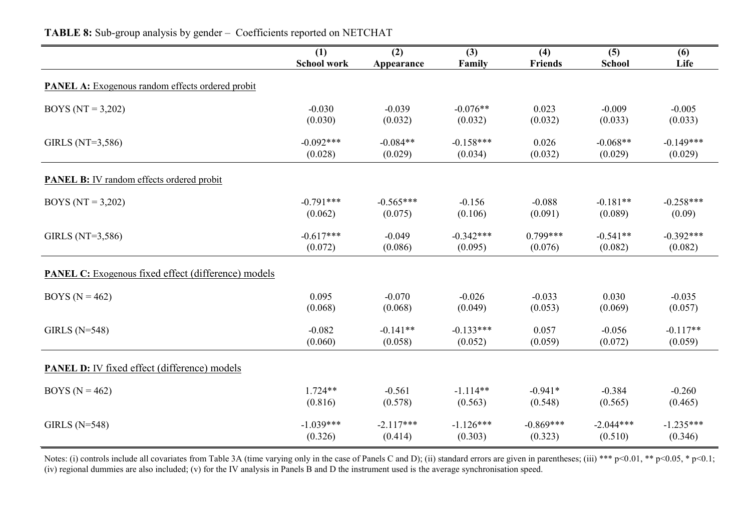**TABLE 8:** Sub-group analysis by gender – Coefficients reported on NETCHAT

| | (1) School work | (2) Appearance | (3) Family | (4) Friends | (5) School | (6) Life |
|---|---|---|---|---|---|---|
| **PANEL A:** Exogenous random effects ordered probit | | | | | | |
| BOYS (NT = 3,202) | -0.030 | -0.039 | -0.076** | 0.023 | -0.009 | -0.005 |
| | (0.030) | (0.032) | (0.032) | (0.032) | (0.033) | (0.033) |
| GIRLS (NT=3,586) | -0.092*** | -0.084** | -0.158*** | 0.026 | -0.068** | -0.149*** |
| | (0.028) | (0.029) | (0.034) | (0.032) | (0.029) | (0.029) |
| **PANEL B:** IV random effects ordered probit | | | | | | |
| BOYS (NT = 3,202) | -0.791*** | -0.565*** | -0.156 | -0.088 | -0.181** | -0.258*** |
| | (0.062) | (0.075) | (0.106) | (0.091) | (0.089) | (0.09) |
| GIRLS (NT=3,586) | -0.617*** | -0.049 | -0.342*** | 0.799*** | -0.541** | -0.392*** |
| | (0.072) | (0.086) | (0.095) | (0.076) | (0.082) | (0.082) |
| **PANEL C:** Exogenous fixed effect (difference) models | | | | | | |
| BOYS (N = 462) | 0.095 | -0.070 | -0.026 | -0.033 | 0.030 | -0.035 |
| | (0.068) | (0.068) | (0.049) | (0.053) | (0.069) | (0.057) |
| GIRLS (N=548) | -0.082 | -0.141** | -0.133*** | 0.057 | -0.056 | -0.117** |
| | (0.060) | (0.058) | (0.052) | (0.059) | (0.072) | (0.059) |
| **PANEL D:** IV fixed effect (difference) models | | | | | | |
| BOYS (N = 462) | 1.724** | -0.561 | -1.114** | -0.941* | -0.384 | -0.260 |
| | (0.816) | (0.578) | (0.563) | (0.548) | (0.565) | (0.465) |
| GIRLS (N=548) | -1.039*** | -2.117*** | -1.126*** | -0.869*** | -2.044*** | -1.235*** |
| | (0.326) | (0.414) | (0.303) | (0.323) | (0.510) | (0.346) |

Notes: (i) controls include all covariates from Table 3A (time varying only in the case of Panels C and D); (ii) standard errors are given in parentheses; (iii) *** p<0.01, ** p<0.05, * p<0.1; (iv) regional dummies are also included; (v) for the IV analysis in Panels B and D the instrument used is the average synchronisation speed.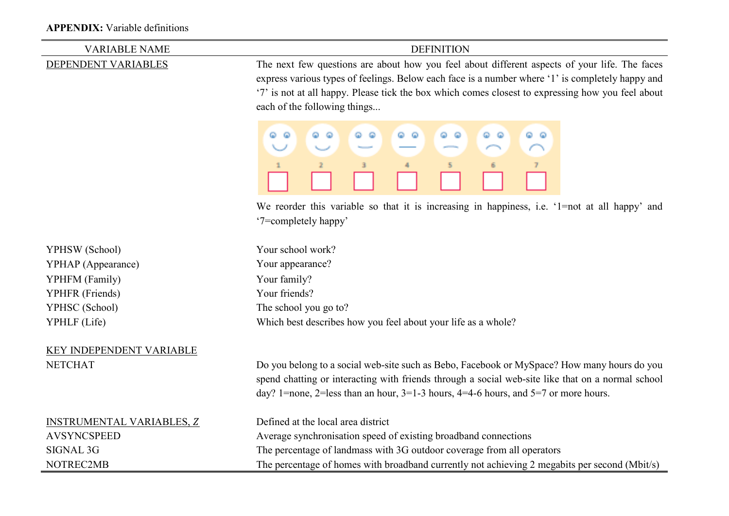**APPENDIX:** Variable definitions

| VARIABLE NAME | DEFINITION |
|---|---|
| DEPENDENT VARIABLES | The next few questions are about how you feel about different aspects of your life. The faces express various types of feelings. Below each face is a number where '1' is completely happy and '7' is not at all happy. Please tick the box which comes closest to expressing how you feel about each of the following things... |
| | 1 2 3 4 5 6 7 |
| | We reorder this variable so that it is increasing in happiness, i.e. '1=not at all happy' and '7=completely happy' |
| YPHSW (School) | Your school work? |
| YPHAP (Appearance) | Your appearance? |
| YPHFM (Family) | Your family? |
| YPHFR (Friends) | Your friends? |
| YPHSC (School) | The school you go to? |
| YPHLF (Life) | Which best describes how you feel about your life as a whole? |
| KEY INDEPENDENT VARIABLE | |
| NETCHAT | Do you belong to a social web-site such as Bebo, Facebook or MySpace? How many hours do you spend chatting or interacting with friends through a social web-site like that on a normal school day? 1=none, 2=less than an hour, 3=1-3 hours, 4=4-6 hours, and 5=7 or more hours. |
| INSTRUMENTAL VARIABLES, *Z* | Defined at the local area district |
| AVSYNCSPEED | Average synchronisation speed of existing broadband connections |
| SIGNAL 3G | The percentage of landmass with 3G outdoor coverage from all operators |
| NOTREC2MB | The percentage of homes with broadband currently not achieving 2 megabits per second (Mbit/s) |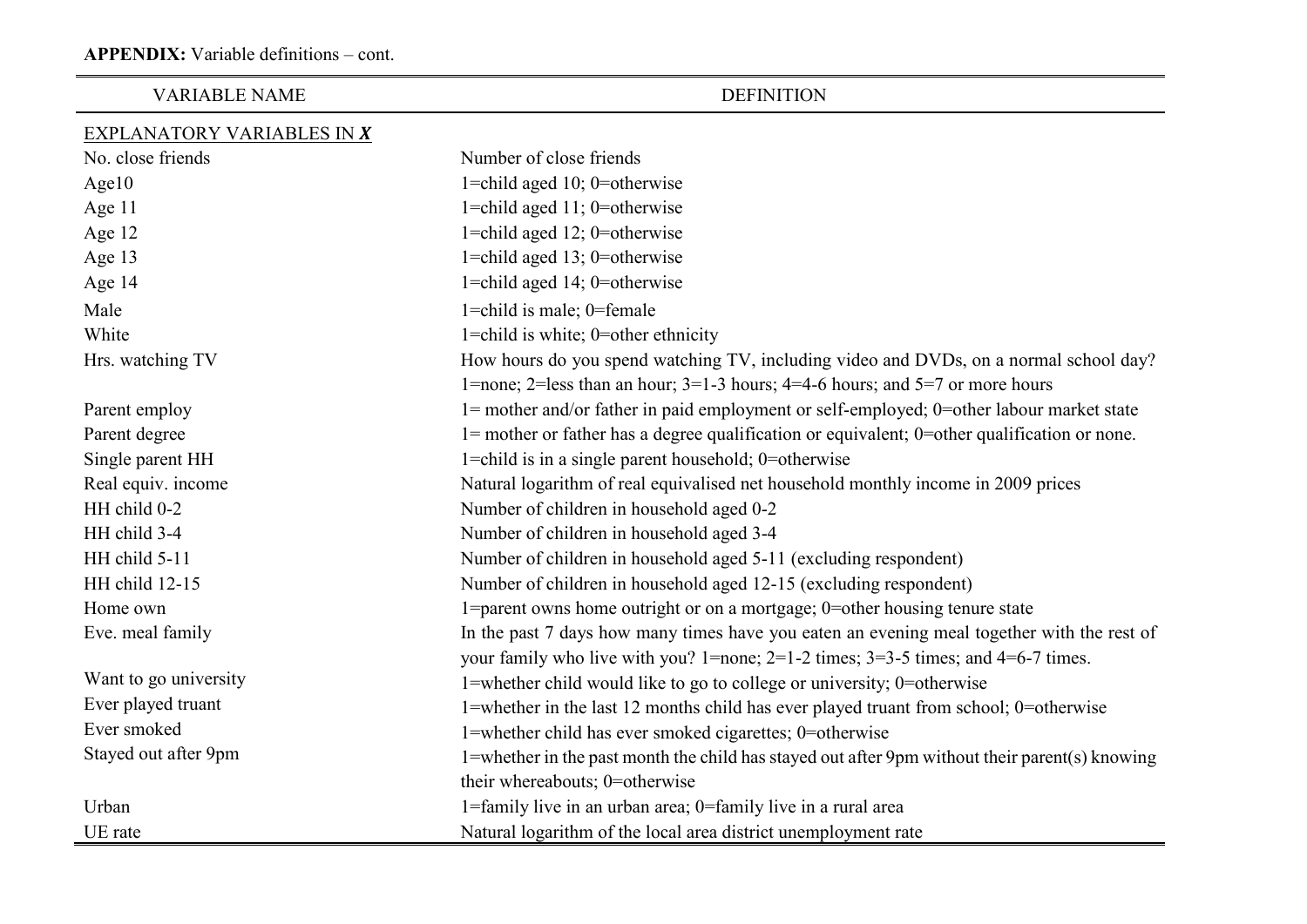**APPENDIX:** Variable definitions – cont.

| VARIABLE NAME | DEFINITION |
|---|---|
| EXPLANATORY VARIABLES IN ***X*** | |
| No. close friends | Number of close friends |
| Age10 | 1=child aged 10; 0=otherwise |
| Age 11 | 1=child aged 11; 0=otherwise |
| Age 12 | 1=child aged 12; 0=otherwise |
| Age 13 | 1=child aged 13; 0=otherwise |
| Age 14 | 1=child aged 14; 0=otherwise |
| Male | 1=child is male; 0=female |
| White | 1=child is white; 0=other ethnicity |
| Hrs. watching TV | How hours do you spend watching TV, including video and DVDs, on a normal school day? 1=none; 2=less than an hour; 3=1-3 hours; 4=4-6 hours; and 5=7 or more hours |
| Parent employ | 1= mother and/or father in paid employment or self-employed; 0=other labour market state |
| Parent degree | 1= mother or father has a degree qualification or equivalent; 0=other qualification or none. |
| Single parent HH | 1=child is in a single parent household; 0=otherwise |
| Real equiv. income | Natural logarithm of real equivalised net household monthly income in 2009 prices |
| HH child 0-2 | Number of children in household aged 0-2 |
| HH child 3-4 | Number of children in household aged 3-4 |
| HH child 5-11 | Number of children in household aged 5-11 (excluding respondent) |
| HH child 12-15 | Number of children in household aged 12-15 (excluding respondent) |
| Home own | 1=parent owns home outright or on a mortgage; 0=other housing tenure state |
| Eve. meal family | In the past 7 days how many times have you eaten an evening meal together with the rest of your family who live with you? 1=none; 2=1-2 times; 3=3-5 times; and 4=6-7 times. |
| Want to go university | 1=whether child would like to go to college or university; 0=otherwise |
| Ever played truant | 1=whether in the last 12 months child has ever played truant from school; 0=otherwise |
| Ever smoked | 1=whether child has ever smoked cigarettes; 0=otherwise |
| Stayed out after 9pm | 1=whether in the past month the child has stayed out after 9pm without their parent(s) knowing their whereabouts; 0=otherwise |
| Urban | 1=family live in an urban area; 0=family live in a rural area |
| UE rate | Natural logarithm of the local area district unemployment rate |